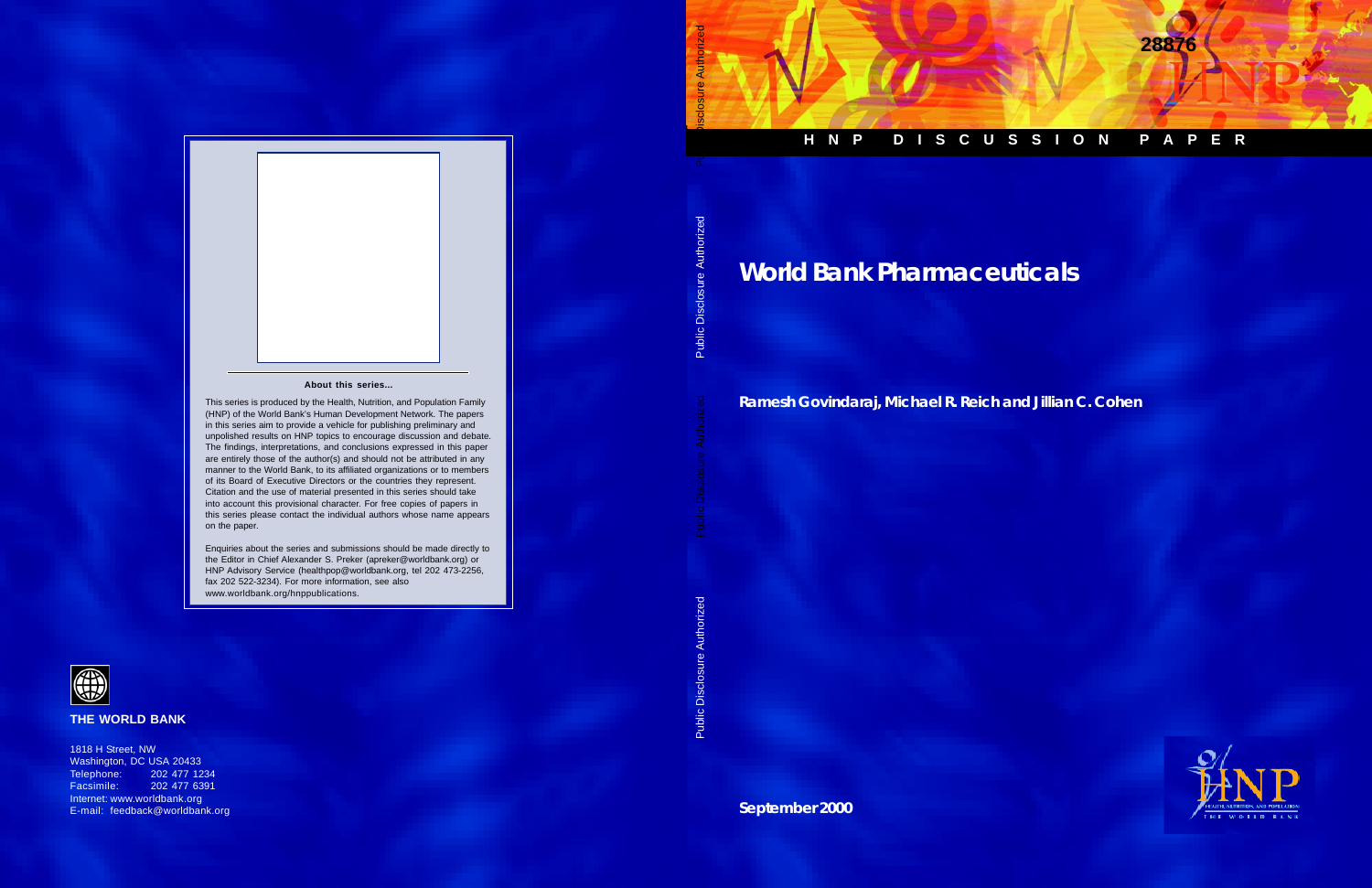# World Bank Pharmaceuticals

**Ramesh Govindaraj, Michael R. Reich and Jillian C. Cohen**

**September 2000**

HNP DISCUSSION PAPER

28876

Public Disclosure Authorized

## About this series...

This series is produced by the Health, Nutrition, and Population Family (HNP) of the World Bank's Human Development Network. The papers in this series aim to provide a vehicle for publishing preliminary and unpolished results on HNP topics to encourage discussion and debate. The findings, interpretations, and conclusions expressed in this paper are entirely those of the author(s) and should not be attributed in any manner to the World Bank, to its affiliated organizations or to members of its Board of Executive Directors or the countries they represent. Citation and the use of material presented in this series should take into account this provisional character. For free copies of papers in this series please contact the individual authors whose name appears on the paper.

Enquiries about the series and submissions should be made directly to the Editor in Chief Alexander S. Preker (apreker@worldbank.org) or HNP Advisory Service (healthpop@worldbank.org, tel 202 473-2256, fax 202 522-3234). For more information, see also www.worldbank.org/hnppublications.

**THE WORLD BANK**

1818 H Street, NW
Washington, DC USA 20433
Telephone: 202 477 1234
Facsimile: 202 477 6391
Internet: www.worldbank.org
E-mail: feedback@worldbank.org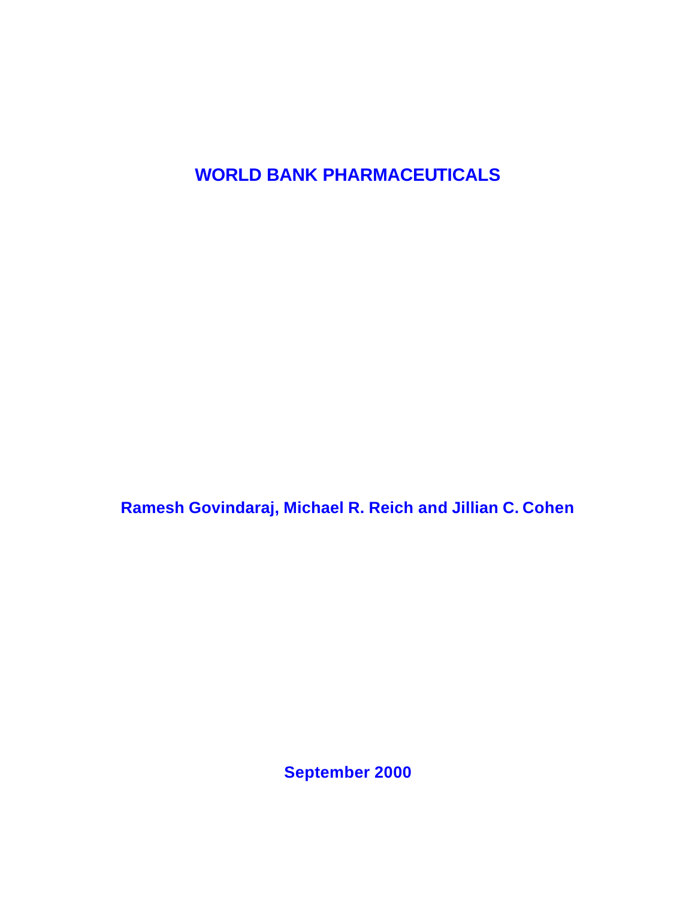# WORLD BANK PHARMACEUTICALS

**Ramesh Govindaraj, Michael R. Reich and Jillian C. Cohen**

**September 2000**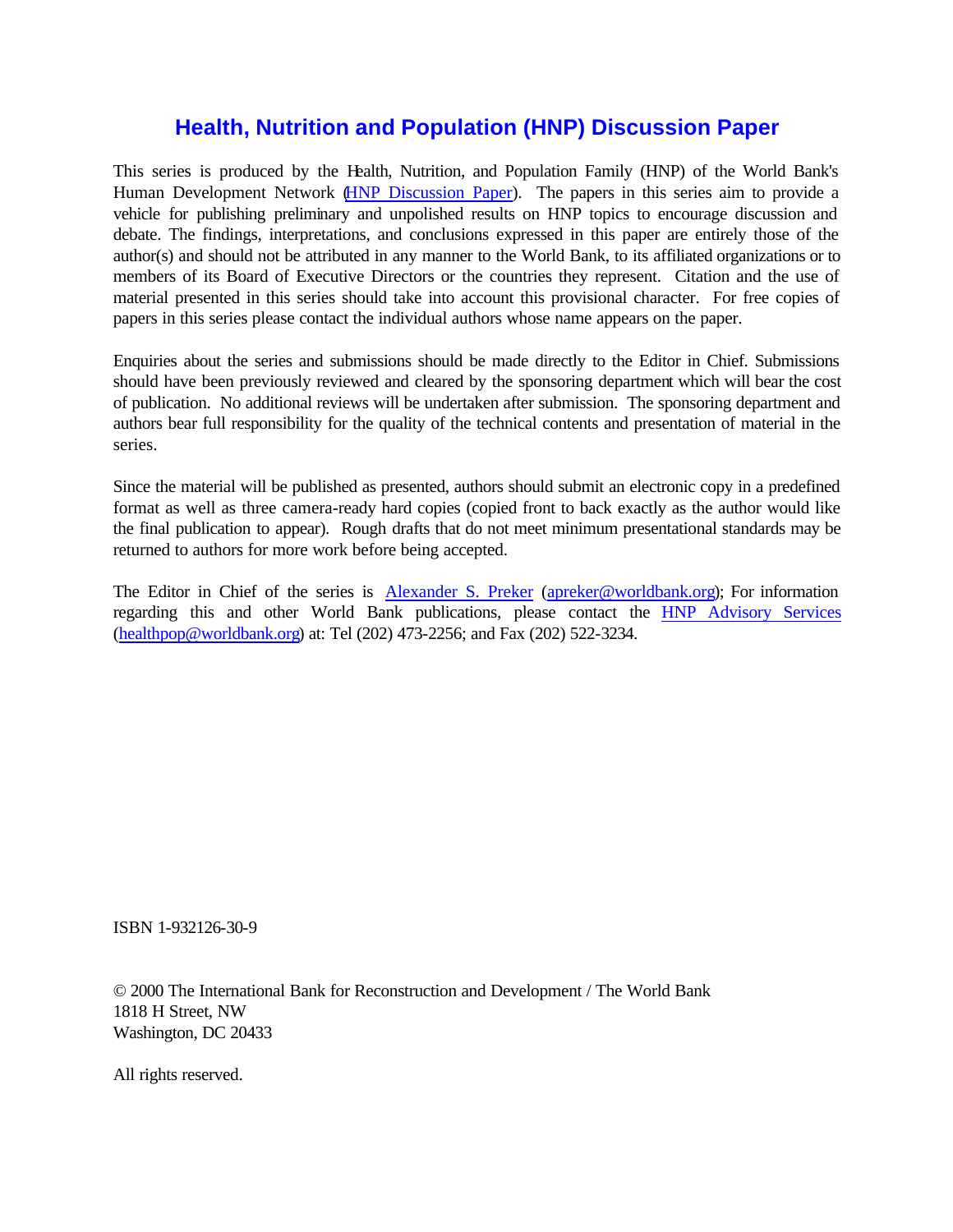# Health, Nutrition and Population (HNP) Discussion Paper

This series is produced by the Health, Nutrition, and Population Family (HNP) of the World Bank's Human Development Network (HNP Discussion Paper). The papers in this series aim to provide a vehicle for publishing preliminary and unpolished results on HNP topics to encourage discussion and debate. The findings, interpretations, and conclusions expressed in this paper are entirely those of the author(s) and should not be attributed in any manner to the World Bank, to its affiliated organizations or to members of its Board of Executive Directors or the countries they represent. Citation and the use of material presented in this series should take into account this provisional character. For free copies of papers in this series please contact the individual authors whose name appears on the paper.

Enquiries about the series and submissions should be made directly to the Editor in Chief. Submissions should have been previously reviewed and cleared by the sponsoring department which will bear the cost of publication. No additional reviews will be undertaken after submission. The sponsoring department and authors bear full responsibility for the quality of the technical contents and presentation of material in the series.

Since the material will be published as presented, authors should submit an electronic copy in a predefined format as well as three camera-ready hard copies (copied front to back exactly as the author would like the final publication to appear). Rough drafts that do not meet minimum presentational standards may be returned to authors for more work before being accepted.

The Editor in Chief of the series is Alexander S. Preker (apreker@worldbank.org); For information regarding this and other World Bank publications, please contact the HNP Advisory Services (healthpop@worldbank.org) at: Tel (202) 473-2256; and Fax (202) 522-3234.

ISBN 1-932126-30-9

© 2000 The International Bank for Reconstruction and Development / The World Bank
1818 H Street, NW
Washington, DC 20433

All rights reserved.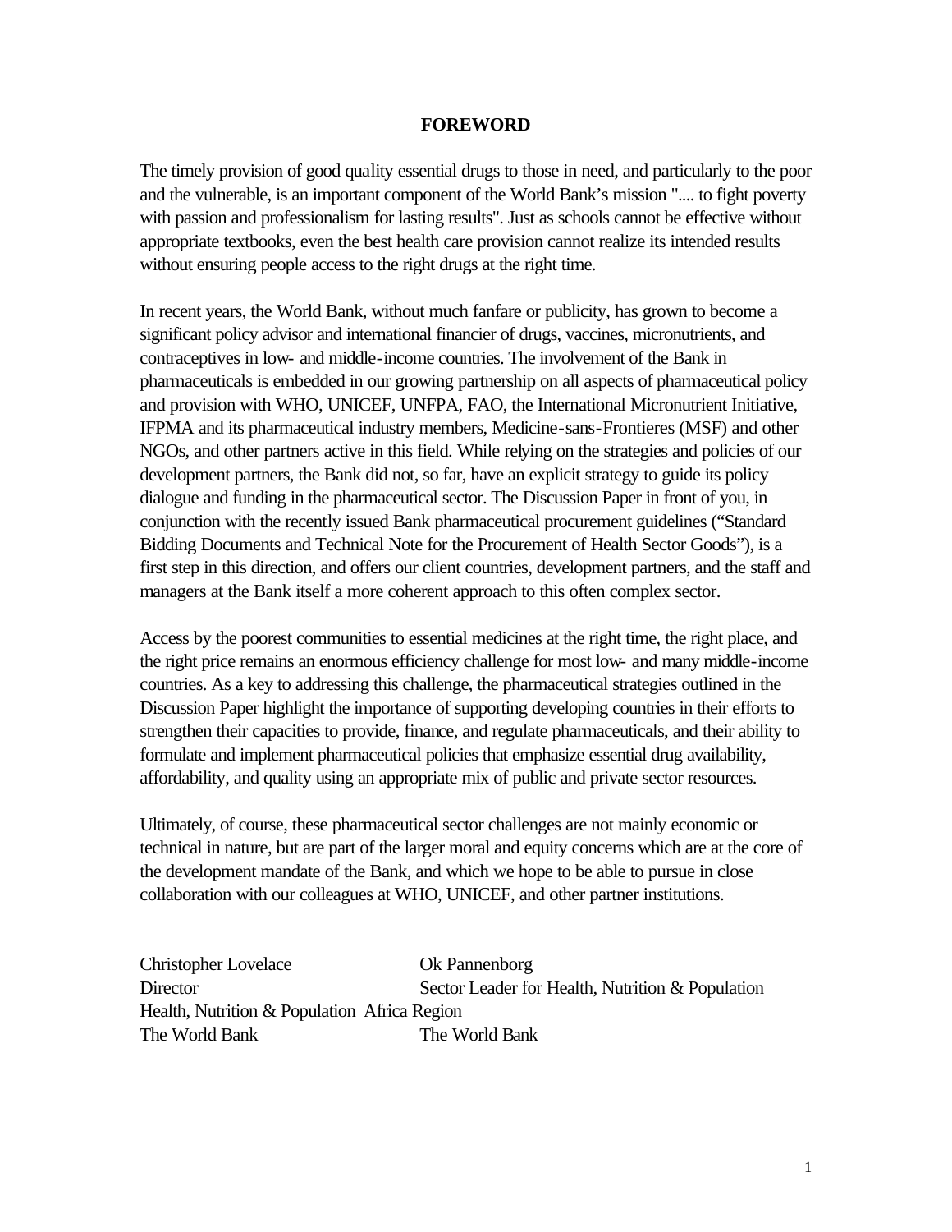## FOREWORD

The timely provision of good quality essential drugs to those in need, and particularly to the poor and the vulnerable, is an important component of the World Bank's mission ".... to fight poverty with passion and professionalism for lasting results". Just as schools cannot be effective without appropriate textbooks, even the best health care provision cannot realize its intended results without ensuring people access to the right drugs at the right time.

In recent years, the World Bank, without much fanfare or publicity, has grown to become a significant policy advisor and international financier of drugs, vaccines, micronutrients, and contraceptives in low- and middle-income countries. The involvement of the Bank in pharmaceuticals is embedded in our growing partnership on all aspects of pharmaceutical policy and provision with WHO, UNICEF, UNFPA, FAO, the International Micronutrient Initiative, IFPMA and its pharmaceutical industry members, Medicine-sans-Frontieres (MSF) and other NGOs, and other partners active in this field. While relying on the strategies and policies of our development partners, the Bank did not, so far, have an explicit strategy to guide its policy dialogue and funding in the pharmaceutical sector. The Discussion Paper in front of you, in conjunction with the recently issued Bank pharmaceutical procurement guidelines ("Standard Bidding Documents and Technical Note for the Procurement of Health Sector Goods"), is a first step in this direction, and offers our client countries, development partners, and the staff and managers at the Bank itself a more coherent approach to this often complex sector.

Access by the poorest communities to essential medicines at the right time, the right place, and the right price remains an enormous efficiency challenge for most low- and many middle-income countries. As a key to addressing this challenge, the pharmaceutical strategies outlined in the Discussion Paper highlight the importance of supporting developing countries in their efforts to strengthen their capacities to provide, finance, and regulate pharmaceuticals, and their ability to formulate and implement pharmaceutical policies that emphasize essential drug availability, affordability, and quality using an appropriate mix of public and private sector resources.

Ultimately, of course, these pharmaceutical sector challenges are not mainly economic or technical in nature, but are part of the larger moral and equity concerns which are at the core of the development mandate of the Bank, and which we hope to be able to pursue in close collaboration with our colleagues at WHO, UNICEF, and other partner institutions.

Christopher Lovelace
Director
Health, Nutrition & Population
The World Bank

Ok Pannenborg
Sector Leader for Health, Nutrition & Population
Africa Region
The World Bank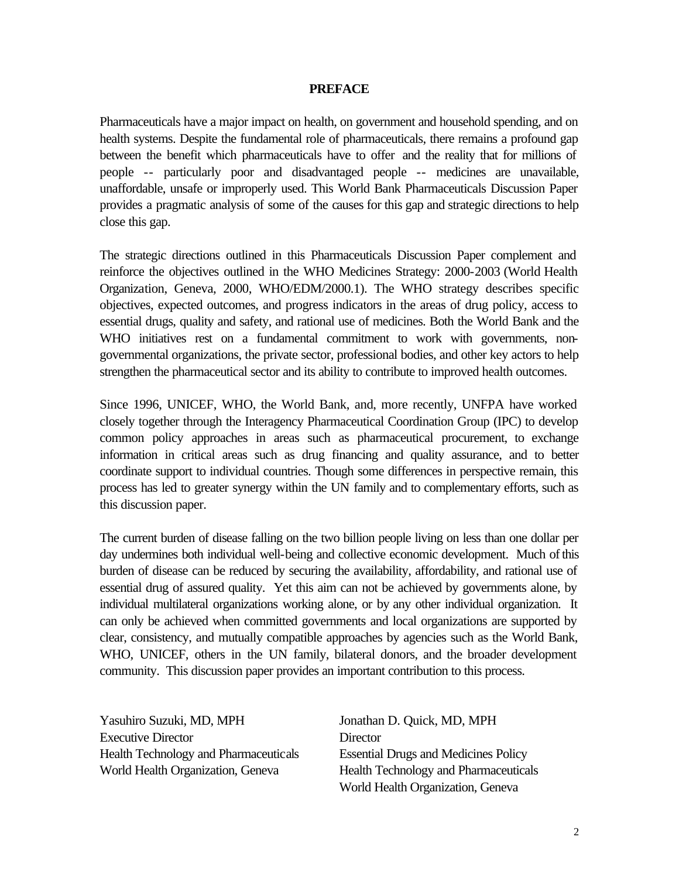# PREFACE

Pharmaceuticals have a major impact on health, on government and household spending, and on health systems. Despite the fundamental role of pharmaceuticals, there remains a profound gap between the benefit which pharmaceuticals have to offer and the reality that for millions of people -- particularly poor and disadvantaged people -- medicines are unavailable, unaffordable, unsafe or improperly used. This World Bank Pharmaceuticals Discussion Paper provides a pragmatic analysis of some of the causes for this gap and strategic directions to help close this gap.

The strategic directions outlined in this Pharmaceuticals Discussion Paper complement and reinforce the objectives outlined in the WHO Medicines Strategy: 2000-2003 (World Health Organization, Geneva, 2000, WHO/EDM/2000.1). The WHO strategy describes specific objectives, expected outcomes, and progress indicators in the areas of drug policy, access to essential drugs, quality and safety, and rational use of medicines. Both the World Bank and the WHO initiatives rest on a fundamental commitment to work with governments, non-governmental organizations, the private sector, professional bodies, and other key actors to help strengthen the pharmaceutical sector and its ability to contribute to improved health outcomes.

Since 1996, UNICEF, WHO, the World Bank, and, more recently, UNFPA have worked closely together through the Interagency Pharmaceutical Coordination Group (IPC) to develop common policy approaches in areas such as pharmaceutical procurement, to exchange information in critical areas such as drug financing and quality assurance, and to better coordinate support to individual countries. Though some differences in perspective remain, this process has led to greater synergy within the UN family and to complementary efforts, such as this discussion paper.

The current burden of disease falling on the two billion people living on less than one dollar per day undermines both individual well-being and collective economic development. Much of this burden of disease can be reduced by securing the availability, affordability, and rational use of essential drug of assured quality. Yet this aim can not be achieved by governments alone, by individual multilateral organizations working alone, or by any other individual organization. It can only be achieved when committed governments and local organizations are supported by clear, consistency, and mutually compatible approaches by agencies such as the World Bank, WHO, UNICEF, others in the UN family, bilateral donors, and the broader development community. This discussion paper provides an important contribution to this process.

Yasuhiro Suzuki, MD, MPH
Executive Director
Health Technology and Pharmaceuticals
World Health Organization, Geneva

Jonathan D. Quick, MD, MPH
Director
Essential Drugs and Medicines Policy
Health Technology and Pharmaceuticals
World Health Organization, Geneva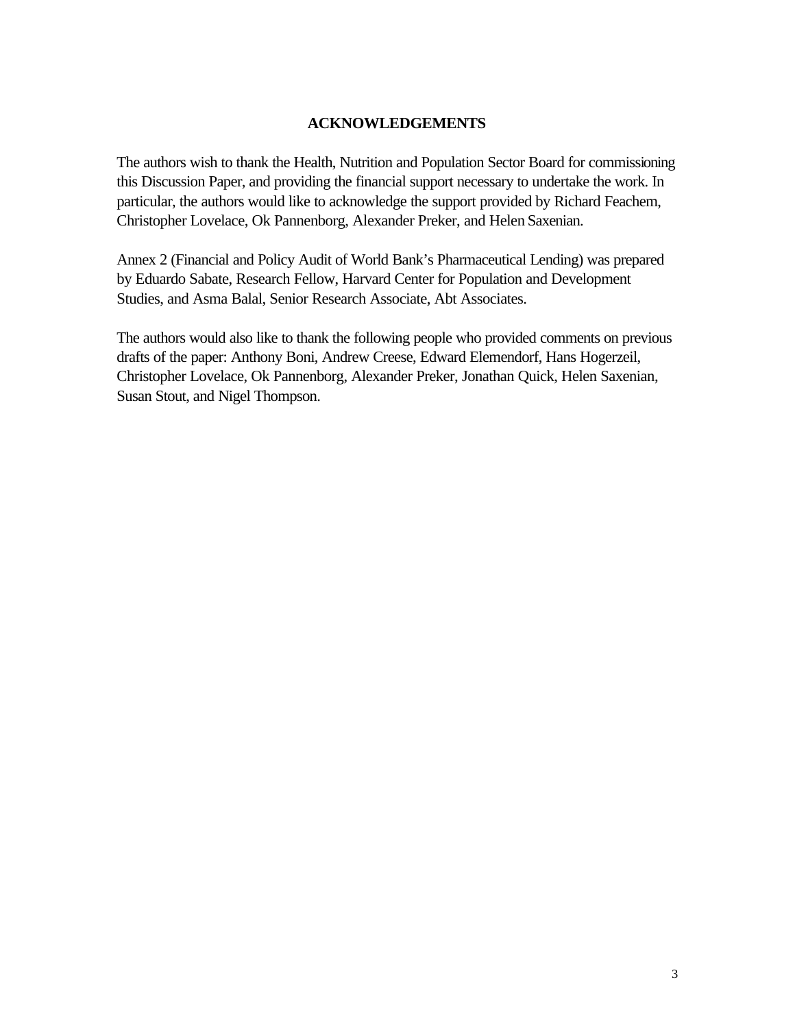# ACKNOWLEDGEMENTS

The authors wish to thank the Health, Nutrition and Population Sector Board for commissioning this Discussion Paper, and providing the financial support necessary to undertake the work. In particular, the authors would like to acknowledge the support provided by Richard Feachem, Christopher Lovelace, Ok Pannenborg, Alexander Preker, and Helen Saxenian.

Annex 2 (Financial and Policy Audit of World Bank's Pharmaceutical Lending) was prepared by Eduardo Sabate, Research Fellow, Harvard Center for Population and Development Studies, and Asma Balal, Senior Research Associate, Abt Associates.

The authors would also like to thank the following people who provided comments on previous drafts of the paper: Anthony Boni, Andrew Creese, Edward Elemendorf, Hans Hogerzeil, Christopher Lovelace, Ok Pannenborg, Alexander Preker, Jonathan Quick, Helen Saxenian, Susan Stout, and Nigel Thompson.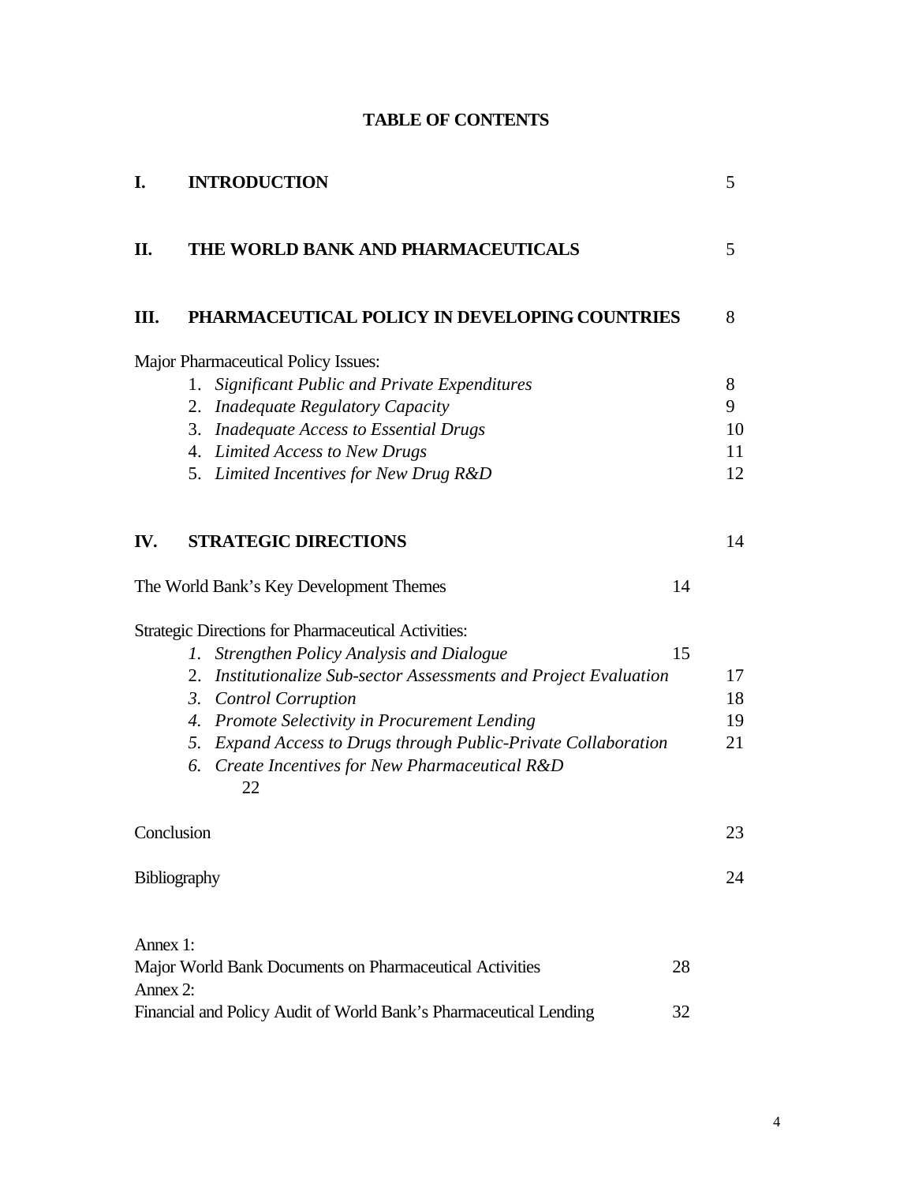# TABLE OF CONTENTS

| | | |
|---|---|---|
| **I.** | **INTRODUCTION** | 5 |
| **II.** | **THE WORLD BANK AND PHARMACEUTICALS** | 5 |
| **III.** | **PHARMACEUTICAL POLICY IN DEVELOPING COUNTRIES** | 8 |
| | Major Pharmaceutical Policy Issues: | |
| | 1. *Significant Public and Private Expenditures* | 8 |
| | 2. *Inadequate Regulatory Capacity* | 9 |
| | 3. *Inadequate Access to Essential Drugs* | 10 |
| | 4. *Limited Access to New Drugs* | 11 |
| | 5. *Limited Incentives for New Drug R&D* | 12 |
| **IV.** | **STRATEGIC DIRECTIONS** | 14 |
| | The World Bank's Key Development Themes | 14 |
| | Strategic Directions for Pharmaceutical Activities: | |
| | *1. Strengthen Policy Analysis and Dialogue* | 15 |
| | 2. *Institutionalize Sub-sector Assessments and Project Evaluation* | 17 |
| | *3. Control Corruption* | 18 |
| | *4. Promote Selectivity in Procurement Lending* | 19 |
| | *5. Expand Access to Drugs through Public-Private Collaboration* | 21 |
| | *6. Create Incentives for New Pharmaceutical R&D* | 22 |
| | Conclusion | 23 |
| | Bibliography | 24 |
| | Annex 1: Major World Bank Documents on Pharmaceutical Activities | 28 |
| | Annex 2: Financial and Policy Audit of World Bank's Pharmaceutical Lending | 32 |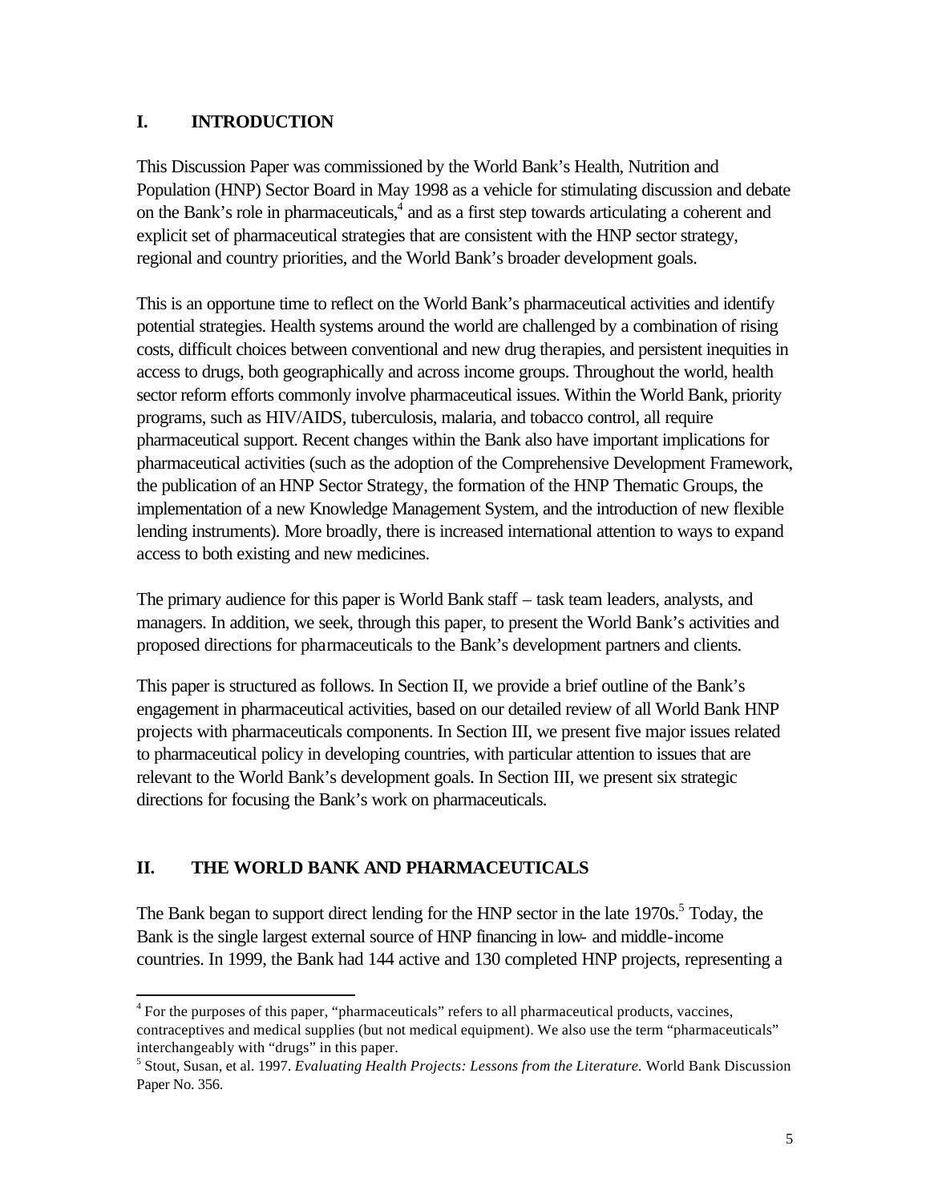## I. INTRODUCTION

This Discussion Paper was commissioned by the World Bank's Health, Nutrition and Population (HNP) Sector Board in May 1998 as a vehicle for stimulating discussion and debate on the Bank's role in pharmaceuticals,[4] and as a first step towards articulating a coherent and explicit set of pharmaceutical strategies that are consistent with the HNP sector strategy, regional and country priorities, and the World Bank's broader development goals.

This is an opportune time to reflect on the World Bank's pharmaceutical activities and identify potential strategies. Health systems around the world are challenged by a combination of rising costs, difficult choices between conventional and new drug therapies, and persistent inequities in access to drugs, both geographically and across income groups. Throughout the world, health sector reform efforts commonly involve pharmaceutical issues. Within the World Bank, priority programs, such as HIV/AIDS, tuberculosis, malaria, and tobacco control, all require pharmaceutical support. Recent changes within the Bank also have important implications for pharmaceutical activities (such as the adoption of the Comprehensive Development Framework, the publication of an HNP Sector Strategy, the formation of the HNP Thematic Groups, the implementation of a new Knowledge Management System, and the introduction of new flexible lending instruments). More broadly, there is increased international attention to ways to expand access to both existing and new medicines.

The primary audience for this paper is World Bank staff – task team leaders, analysts, and managers. In addition, we seek, through this paper, to present the World Bank's activities and proposed directions for pharmaceuticals to the Bank's development partners and clients.

This paper is structured as follows. In Section II, we provide a brief outline of the Bank's engagement in pharmaceutical activities, based on our detailed review of all World Bank HNP projects with pharmaceuticals components. In Section III, we present five major issues related to pharmaceutical policy in developing countries, with particular attention to issues that are relevant to the World Bank's development goals. In Section III, we present six strategic directions for focusing the Bank's work on pharmaceuticals.

## II. THE WORLD BANK AND PHARMACEUTICALS

The Bank began to support direct lending for the HNP sector in the late 1970s.[5] Today, the Bank is the single largest external source of HNP financing in low- and middle-income countries. In 1999, the Bank had 144 active and 130 completed HNP projects, representing a

---

[4] For the purposes of this paper, "pharmaceuticals" refers to all pharmaceutical products, vaccines, contraceptives and medical supplies (but not medical equipment). We also use the term "pharmaceuticals" interchangeably with "drugs" in this paper.

[5] Stout, Susan, et al. 1997. *Evaluating Health Projects: Lessons from the Literature.* World Bank Discussion Paper No. 356.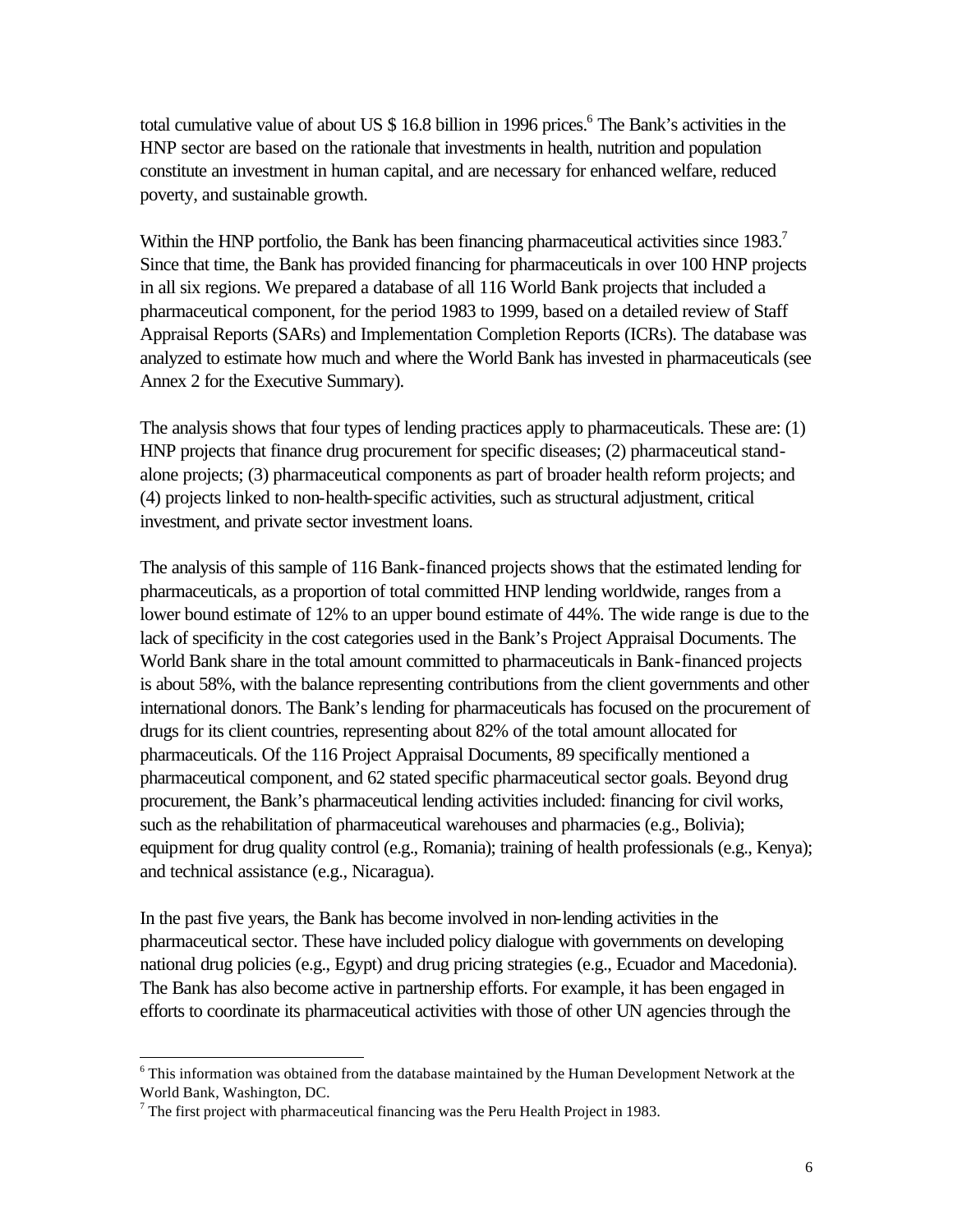total cumulative value of about US $ 16.8 billion in 1996 prices.[6] The Bank's activities in the HNP sector are based on the rationale that investments in health, nutrition and population constitute an investment in human capital, and are necessary for enhanced welfare, reduced poverty, and sustainable growth.

Within the HNP portfolio, the Bank has been financing pharmaceutical activities since 1983.[7] Since that time, the Bank has provided financing for pharmaceuticals in over 100 HNP projects in all six regions. We prepared a database of all 116 World Bank projects that included a pharmaceutical component, for the period 1983 to 1999, based on a detailed review of Staff Appraisal Reports (SARs) and Implementation Completion Reports (ICRs). The database was analyzed to estimate how much and where the World Bank has invested in pharmaceuticals (see Annex 2 for the Executive Summary).

The analysis shows that four types of lending practices apply to pharmaceuticals. These are: (1) HNP projects that finance drug procurement for specific diseases; (2) pharmaceutical stand-alone projects; (3) pharmaceutical components as part of broader health reform projects; and (4) projects linked to non-health-specific activities, such as structural adjustment, critical investment, and private sector investment loans.

The analysis of this sample of 116 Bank-financed projects shows that the estimated lending for pharmaceuticals, as a proportion of total committed HNP lending worldwide, ranges from a lower bound estimate of 12% to an upper bound estimate of 44%. The wide range is due to the lack of specificity in the cost categories used in the Bank's Project Appraisal Documents. The World Bank share in the total amount committed to pharmaceuticals in Bank-financed projects is about 58%, with the balance representing contributions from the client governments and other international donors. The Bank's lending for pharmaceuticals has focused on the procurement of drugs for its client countries, representing about 82% of the total amount allocated for pharmaceuticals. Of the 116 Project Appraisal Documents, 89 specifically mentioned a pharmaceutical component, and 62 stated specific pharmaceutical sector goals. Beyond drug procurement, the Bank's pharmaceutical lending activities included: financing for civil works, such as the rehabilitation of pharmaceutical warehouses and pharmacies (e.g., Bolivia); equipment for drug quality control (e.g., Romania); training of health professionals (e.g., Kenya); and technical assistance (e.g., Nicaragua).

In the past five years, the Bank has become involved in non-lending activities in the pharmaceutical sector. These have included policy dialogue with governments on developing national drug policies (e.g., Egypt) and drug pricing strategies (e.g., Ecuador and Macedonia). The Bank has also become active in partnership efforts. For example, it has been engaged in efforts to coordinate its pharmaceutical activities with those of other UN agencies through the

---

[6] This information was obtained from the database maintained by the Human Development Network at the World Bank, Washington, DC.

[7] The first project with pharmaceutical financing was the Peru Health Project in 1983.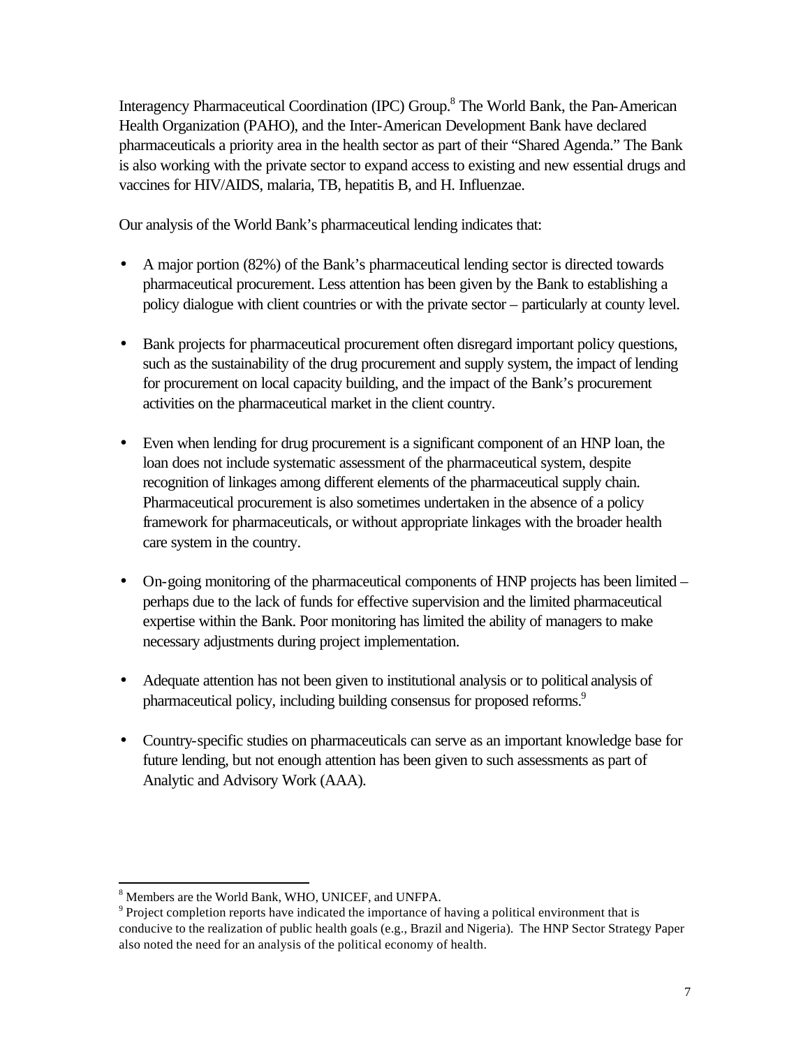Interagency Pharmaceutical Coordination (IPC) Group.[8] The World Bank, the Pan-American Health Organization (PAHO), and the Inter-American Development Bank have declared pharmaceuticals a priority area in the health sector as part of their "Shared Agenda." The Bank is also working with the private sector to expand access to existing and new essential drugs and vaccines for HIV/AIDS, malaria, TB, hepatitis B, and H. Influenzae.

Our analysis of the World Bank's pharmaceutical lending indicates that:

- A major portion (82%) of the Bank's pharmaceutical lending sector is directed towards pharmaceutical procurement. Less attention has been given by the Bank to establishing a policy dialogue with client countries or with the private sector – particularly at county level.

- Bank projects for pharmaceutical procurement often disregard important policy questions, such as the sustainability of the drug procurement and supply system, the impact of lending for procurement on local capacity building, and the impact of the Bank's procurement activities on the pharmaceutical market in the client country.

- Even when lending for drug procurement is a significant component of an HNP loan, the loan does not include systematic assessment of the pharmaceutical system, despite recognition of linkages among different elements of the pharmaceutical supply chain. Pharmaceutical procurement is also sometimes undertaken in the absence of a policy framework for pharmaceuticals, or without appropriate linkages with the broader health care system in the country.

- On-going monitoring of the pharmaceutical components of HNP projects has been limited – perhaps due to the lack of funds for effective supervision and the limited pharmaceutical expertise within the Bank. Poor monitoring has limited the ability of managers to make necessary adjustments during project implementation.

- Adequate attention has not been given to institutional analysis or to political analysis of pharmaceutical policy, including building consensus for proposed reforms.[9]

- Country-specific studies on pharmaceuticals can serve as an important knowledge base for future lending, but not enough attention has been given to such assessments as part of Analytic and Advisory Work (AAA).

---

[8] Members are the World Bank, WHO, UNICEF, and UNFPA.

[9] Project completion reports have indicated the importance of having a political environment that is conducive to the realization of public health goals (e.g., Brazil and Nigeria). The HNP Sector Strategy Paper also noted the need for an analysis of the political economy of health.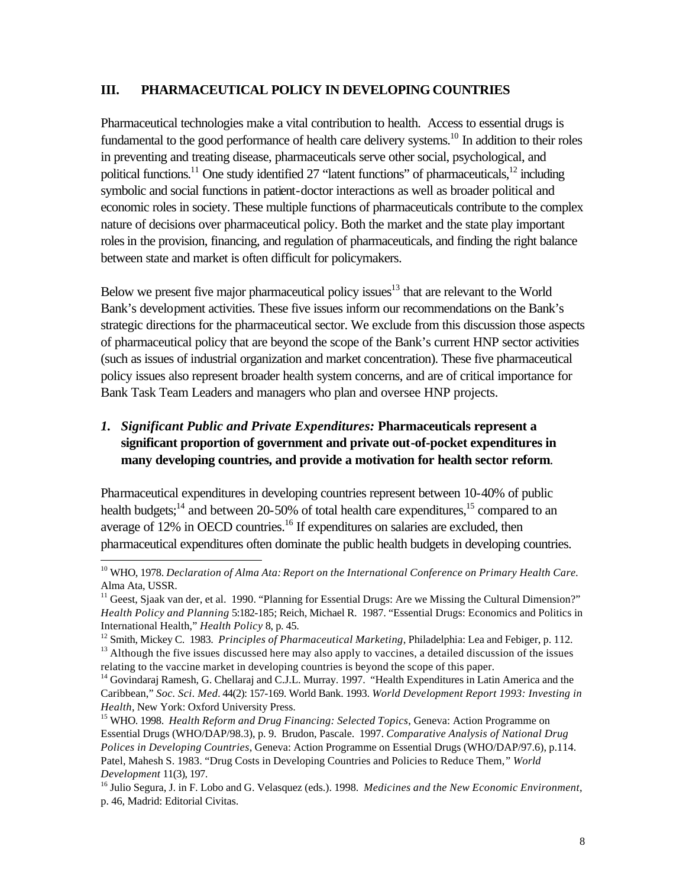## III. PHARMACEUTICAL POLICY IN DEVELOPING COUNTRIES

Pharmaceutical technologies make a vital contribution to health. Access to essential drugs is fundamental to the good performance of health care delivery systems.[10] In addition to their roles in preventing and treating disease, pharmaceuticals serve other social, psychological, and political functions.[11] One study identified 27 "latent functions" of pharmaceuticals,[12] including symbolic and social functions in patient-doctor interactions as well as broader political and economic roles in society. These multiple functions of pharmaceuticals contribute to the complex nature of decisions over pharmaceutical policy. Both the market and the state play important roles in the provision, financing, and regulation of pharmaceuticals, and finding the right balance between state and market is often difficult for policymakers.

Below we present five major pharmaceutical policy issues[13] that are relevant to the World Bank's development activities. These five issues inform our recommendations on the Bank's strategic directions for the pharmaceutical sector. We exclude from this discussion those aspects of pharmaceutical policy that are beyond the scope of the Bank's current HNP sector activities (such as issues of industrial organization and market concentration). These five pharmaceutical policy issues also represent broader health system concerns, and are of critical importance for Bank Task Team Leaders and managers who plan and oversee HNP projects.

### 1. *Significant Public and Private Expenditures:* **Pharmaceuticals represent a significant proportion of government and private out-of-pocket expenditures in many developing countries, and provide a motivation for health sector reform**.

Pharmaceutical expenditures in developing countries represent between 10-40% of public health budgets;[14] and between 20-50% of total health care expenditures,[15] compared to an average of 12% in OECD countries.[16] If expenditures on salaries are excluded, then pharmaceutical expenditures often dominate the public health budgets in developing countries.

---

[10] WHO, 1978. *Declaration of Alma Ata: Report on the International Conference on Primary Health Care.* Alma Ata, USSR.

[11] Geest, Sjaak van der, et al. 1990. "Planning for Essential Drugs: Are we Missing the Cultural Dimension?" *Health Policy and Planning* 5:182-185; Reich, Michael R. 1987. "Essential Drugs: Economics and Politics in International Health," *Health Policy* 8, p. 45.

[12] Smith, Mickey C. 1983. *Principles of Pharmaceutical Marketing*, Philadelphia: Lea and Febiger, p. 112.

[13] Although the five issues discussed here may also apply to vaccines, a detailed discussion of the issues relating to the vaccine market in developing countries is beyond the scope of this paper.

[14] Govindaraj Ramesh, G. Chellaraj and C.J.L. Murray. 1997. "Health Expenditures in Latin America and the Caribbean," *Soc. Sci. Med.* 44(2): 157-169. World Bank. 1993. *World Development Report 1993: Investing in Health*, New York: Oxford University Press.

[15] WHO. 1998. *Health Reform and Drug Financing: Selected Topics*, Geneva: Action Programme on Essential Drugs (WHO/DAP/98.3), p. 9. Brudon, Pascale. 1997. *Comparative Analysis of National Drug Polices in Developing Countries*, Geneva: Action Programme on Essential Drugs (WHO/DAP/97.6), p.114. Patel, Mahesh S. 1983. "Drug Costs in Developing Countries and Policies to Reduce Them," *World Development* 11(3), 197.

[16] Julio Segura, J. in F. Lobo and G. Velasquez (eds.). 1998. *Medicines and the New Economic Environment*, p. 46, Madrid: Editorial Civitas.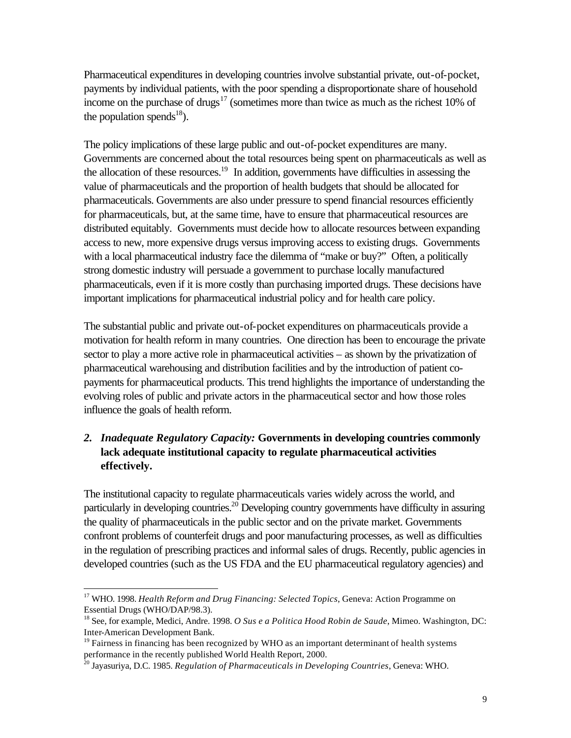Pharmaceutical expenditures in developing countries involve substantial private, out-of-pocket, payments by individual patients, with the poor spending a disproportionate share of household income on the purchase of drugs[17] (sometimes more than twice as much as the richest 10% of the population spends[18]).

The policy implications of these large public and out-of-pocket expenditures are many. Governments are concerned about the total resources being spent on pharmaceuticals as well as the allocation of these resources.[19] In addition, governments have difficulties in assessing the value of pharmaceuticals and the proportion of health budgets that should be allocated for pharmaceuticals. Governments are also under pressure to spend financial resources efficiently for pharmaceuticals, but, at the same time, have to ensure that pharmaceutical resources are distributed equitably. Governments must decide how to allocate resources between expanding access to new, more expensive drugs versus improving access to existing drugs. Governments with a local pharmaceutical industry face the dilemma of "make or buy?" Often, a politically strong domestic industry will persuade a government to purchase locally manufactured pharmaceuticals, even if it is more costly than purchasing imported drugs. These decisions have important implications for pharmaceutical industrial policy and for health care policy.

The substantial public and private out-of-pocket expenditures on pharmaceuticals provide a motivation for health reform in many countries. One direction has been to encourage the private sector to play a more active role in pharmaceutical activities – as shown by the privatization of pharmaceutical warehousing and distribution facilities and by the introduction of patient co-payments for pharmaceutical products. This trend highlights the importance of understanding the evolving roles of public and private actors in the pharmaceutical sector and how those roles influence the goals of health reform.

2. ***Inadequate Regulatory Capacity:*** **Governments in developing countries commonly lack adequate institutional capacity to regulate pharmaceutical activities effectively.**

The institutional capacity to regulate pharmaceuticals varies widely across the world, and particularly in developing countries.[20] Developing country governments have difficulty in assuring the quality of pharmaceuticals in the public sector and on the private market. Governments confront problems of counterfeit drugs and poor manufacturing processes, as well as difficulties in the regulation of prescribing practices and informal sales of drugs. Recently, public agencies in developed countries (such as the US FDA and the EU pharmaceutical regulatory agencies) and

---

[17] WHO. 1998. *Health Reform and Drug Financing: Selected Topics*, Geneva: Action Programme on Essential Drugs (WHO/DAP/98.3).

[18] See, for example, Medici, Andre. 1998. *O Sus e a Politica Hood Robin de Saude*, Mimeo. Washington, DC: Inter-American Development Bank.

[19] Fairness in financing has been recognized by WHO as an important determinant of health systems performance in the recently published World Health Report, 2000.

[20] Jayasuriya, D.C. 1985. *Regulation of Pharmaceuticals in Developing Countries*, Geneva: WHO.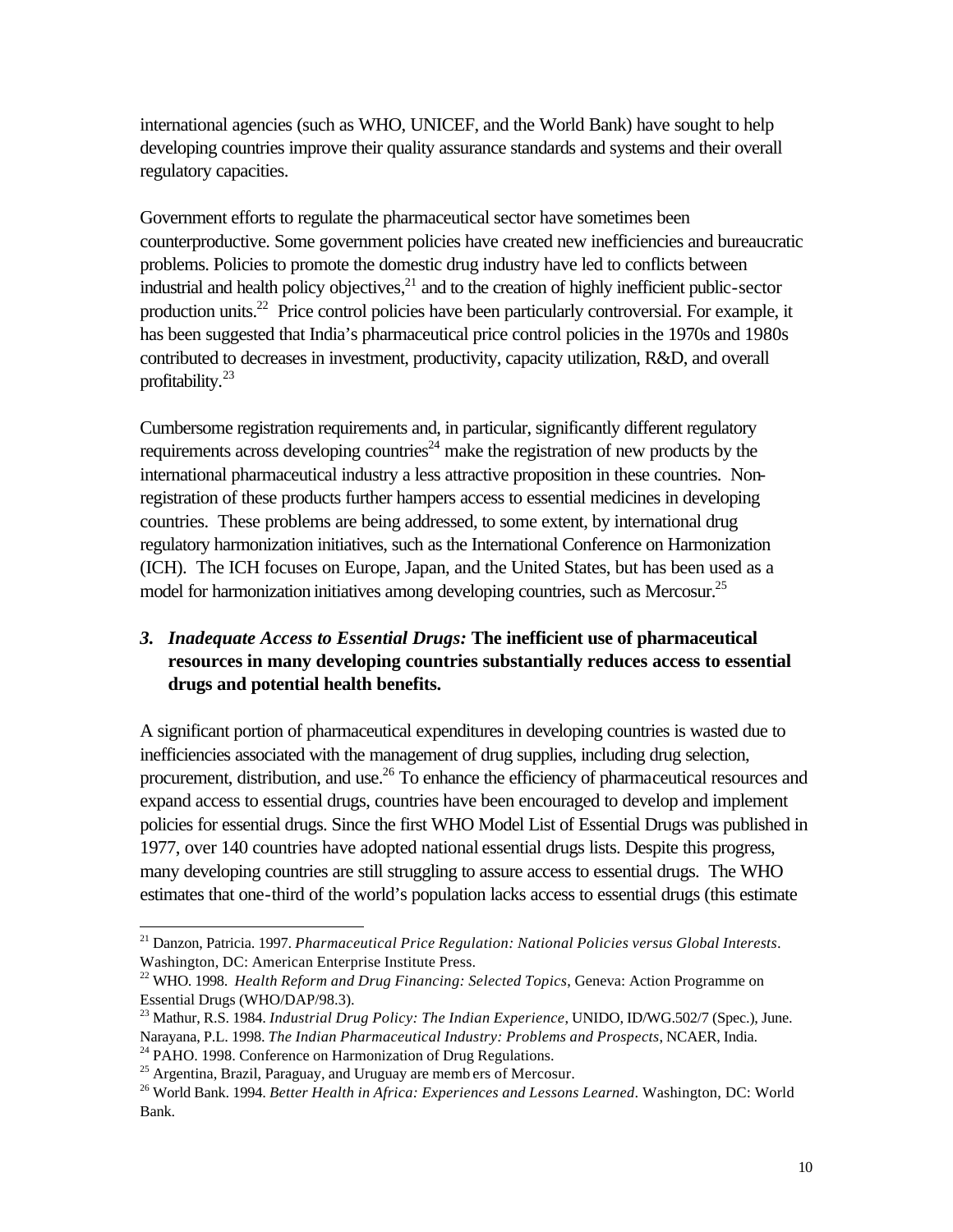international agencies (such as WHO, UNICEF, and the World Bank) have sought to help developing countries improve their quality assurance standards and systems and their overall regulatory capacities.

Government efforts to regulate the pharmaceutical sector have sometimes been counterproductive. Some government policies have created new inefficiencies and bureaucratic problems. Policies to promote the domestic drug industry have led to conflicts between industrial and health policy objectives,[21] and to the creation of highly inefficient public-sector production units.[22] Price control policies have been particularly controversial. For example, it has been suggested that India's pharmaceutical price control policies in the 1970s and 1980s contributed to decreases in investment, productivity, capacity utilization, R&D, and overall profitability.[23]

Cumbersome registration requirements and, in particular, significantly different regulatory requirements across developing countries[24] make the registration of new products by the international pharmaceutical industry a less attractive proposition in these countries. Non-registration of these products further hampers access to essential medicines in developing countries. These problems are being addressed, to some extent, by international drug regulatory harmonization initiatives, such as the International Conference on Harmonization (ICH). The ICH focuses on Europe, Japan, and the United States, but has been used as a model for harmonization initiatives among developing countries, such as Mercosur.[25]

3. ***Inadequate Access to Essential Drugs:*** **The inefficient use of pharmaceutical resources in many developing countries substantially reduces access to essential drugs and potential health benefits.**

A significant portion of pharmaceutical expenditures in developing countries is wasted due to inefficiencies associated with the management of drug supplies, including drug selection, procurement, distribution, and use.[26] To enhance the efficiency of pharmaceutical resources and expand access to essential drugs, countries have been encouraged to develop and implement policies for essential drugs. Since the first WHO Model List of Essential Drugs was published in 1977, over 140 countries have adopted national essential drugs lists. Despite this progress, many developing countries are still struggling to assure access to essential drugs. The WHO estimates that one-third of the world's population lacks access to essential drugs (this estimate

---

[21] Danzon, Patricia. 1997. *Pharmaceutical Price Regulation: National Policies versus Global Interests*. Washington, DC: American Enterprise Institute Press.

[22] WHO. 1998. *Health Reform and Drug Financing: Selected Topics*, Geneva: Action Programme on Essential Drugs (WHO/DAP/98.3).

[23] Mathur, R.S. 1984. *Industrial Drug Policy: The Indian Experience*, UNIDO, ID/WG.502/7 (Spec.), June. Narayana, P.L. 1998. *The Indian Pharmaceutical Industry: Problems and Prospects*, NCAER, India.

[24] PAHO. 1998. Conference on Harmonization of Drug Regulations.

[25] Argentina, Brazil, Paraguay, and Uruguay are members of Mercosur.

[26] World Bank. 1994. *Better Health in Africa: Experiences and Lessons Learned*. Washington, DC: World Bank.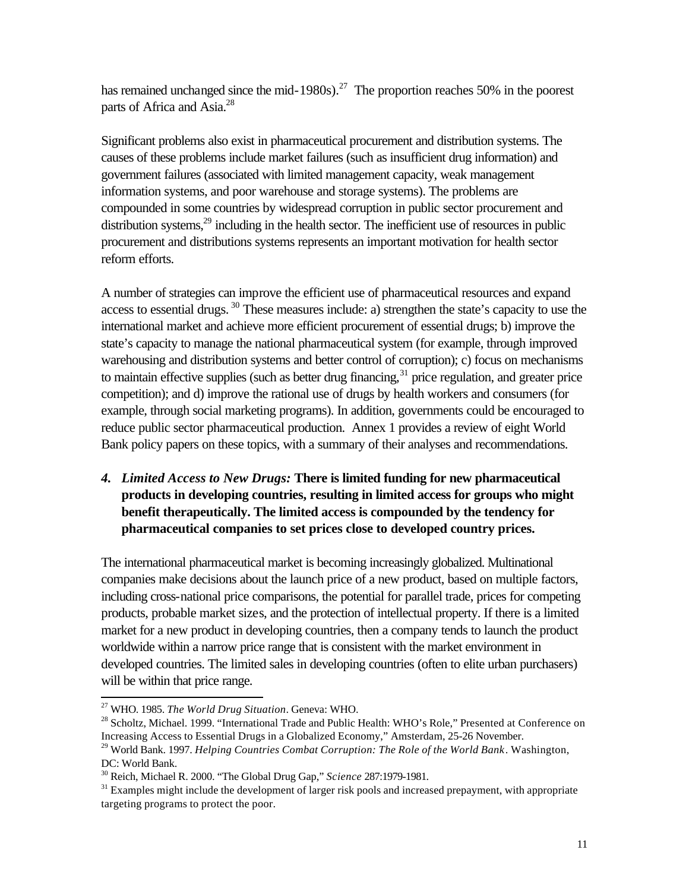has remained unchanged since the mid-1980s).[27] The proportion reaches 50% in the poorest parts of Africa and Asia.[28]

Significant problems also exist in pharmaceutical procurement and distribution systems. The causes of these problems include market failures (such as insufficient drug information) and government failures (associated with limited management capacity, weak management information systems, and poor warehouse and storage systems). The problems are compounded in some countries by widespread corruption in public sector procurement and distribution systems,[29] including in the health sector. The inefficient use of resources in public procurement and distributions systems represents an important motivation for health sector reform efforts.

A number of strategies can improve the efficient use of pharmaceutical resources and expand access to essential drugs.[30] These measures include: a) strengthen the state's capacity to use the international market and achieve more efficient procurement of essential drugs; b) improve the state's capacity to manage the national pharmaceutical system (for example, through improved warehousing and distribution systems and better control of corruption); c) focus on mechanisms to maintain effective supplies (such as better drug financing,[31] price regulation, and greater price competition); and d) improve the rational use of drugs by health workers and consumers (for example, through social marketing programs). In addition, governments could be encouraged to reduce public sector pharmaceutical production. Annex 1 provides a review of eight World Bank policy papers on these topics, with a summary of their analyses and recommendations.

4. ***Limited Access to New Drugs:*** **There is limited funding for new pharmaceutical products in developing countries, resulting in limited access for groups who might benefit therapeutically. The limited access is compounded by the tendency for pharmaceutical companies to set prices close to developed country prices.**

The international pharmaceutical market is becoming increasingly globalized. Multinational companies make decisions about the launch price of a new product, based on multiple factors, including cross-national price comparisons, the potential for parallel trade, prices for competing products, probable market sizes, and the protection of intellectual property. If there is a limited market for a new product in developing countries, then a company tends to launch the product worldwide within a narrow price range that is consistent with the market environment in developed countries. The limited sales in developing countries (often to elite urban purchasers) will be within that price range.

---

[27] WHO. 1985. *The World Drug Situation*. Geneva: WHO.

[28] Scholtz, Michael. 1999. "International Trade and Public Health: WHO's Role," Presented at Conference on Increasing Access to Essential Drugs in a Globalized Economy," Amsterdam, 25-26 November.

[29] World Bank. 1997. *Helping Countries Combat Corruption: The Role of the World Bank*. Washington, DC: World Bank.

[30] Reich, Michael R. 2000. "The Global Drug Gap," *Science* 287:1979-1981.

[31] Examples might include the development of larger risk pools and increased prepayment, with appropriate targeting programs to protect the poor.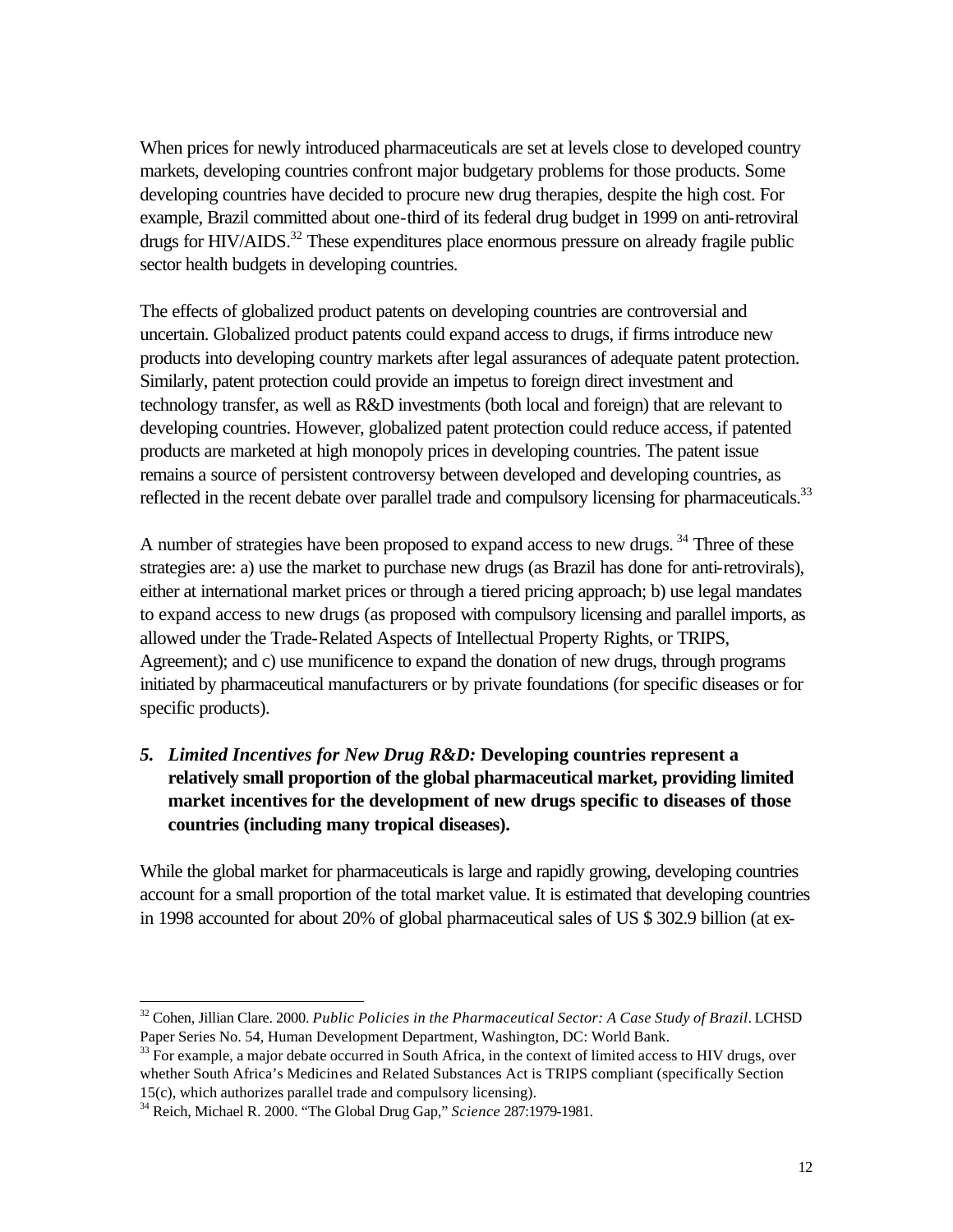When prices for newly introduced pharmaceuticals are set at levels close to developed country markets, developing countries confront major budgetary problems for those products. Some developing countries have decided to procure new drug therapies, despite the high cost. For example, Brazil committed about one-third of its federal drug budget in 1999 on anti-retroviral drugs for HIV/AIDS.[32] These expenditures place enormous pressure on already fragile public sector health budgets in developing countries.

The effects of globalized product patents on developing countries are controversial and uncertain. Globalized product patents could expand access to drugs, if firms introduce new products into developing country markets after legal assurances of adequate patent protection. Similarly, patent protection could provide an impetus to foreign direct investment and technology transfer, as well as R&D investments (both local and foreign) that are relevant to developing countries. However, globalized patent protection could reduce access, if patented products are marketed at high monopoly prices in developing countries. The patent issue remains a source of persistent controversy between developed and developing countries, as reflected in the recent debate over parallel trade and compulsory licensing for pharmaceuticals.[33]

A number of strategies have been proposed to expand access to new drugs.[34] Three of these strategies are: a) use the market to purchase new drugs (as Brazil has done for anti-retrovirals), either at international market prices or through a tiered pricing approach; b) use legal mandates to expand access to new drugs (as proposed with compulsory licensing and parallel imports, as allowed under the Trade-Related Aspects of Intellectual Property Rights, or TRIPS, Agreement); and c) use munificence to expand the donation of new drugs, through programs initiated by pharmaceutical manufacturers or by private foundations (for specific diseases or for specific products).

5. ***Limited Incentives for New Drug R&D:*** **Developing countries represent a relatively small proportion of the global pharmaceutical market, providing limited market incentives for the development of new drugs specific to diseases of those countries (including many tropical diseases).**

While the global market for pharmaceuticals is large and rapidly growing, developing countries account for a small proportion of the total market value. It is estimated that developing countries in 1998 accounted for about 20% of global pharmaceutical sales of US $ 302.9 billion (at ex-

---

[32] Cohen, Jillian Clare. 2000. *Public Policies in the Pharmaceutical Sector: A Case Study of Brazil*. LCHSD Paper Series No. 54, Human Development Department, Washington, DC: World Bank.

[33] For example, a major debate occurred in South Africa, in the context of limited access to HIV drugs, over whether South Africa's Medicines and Related Substances Act is TRIPS compliant (specifically Section 15(c), which authorizes parallel trade and compulsory licensing).

[34] Reich, Michael R. 2000. "The Global Drug Gap," *Science* 287:1979-1981.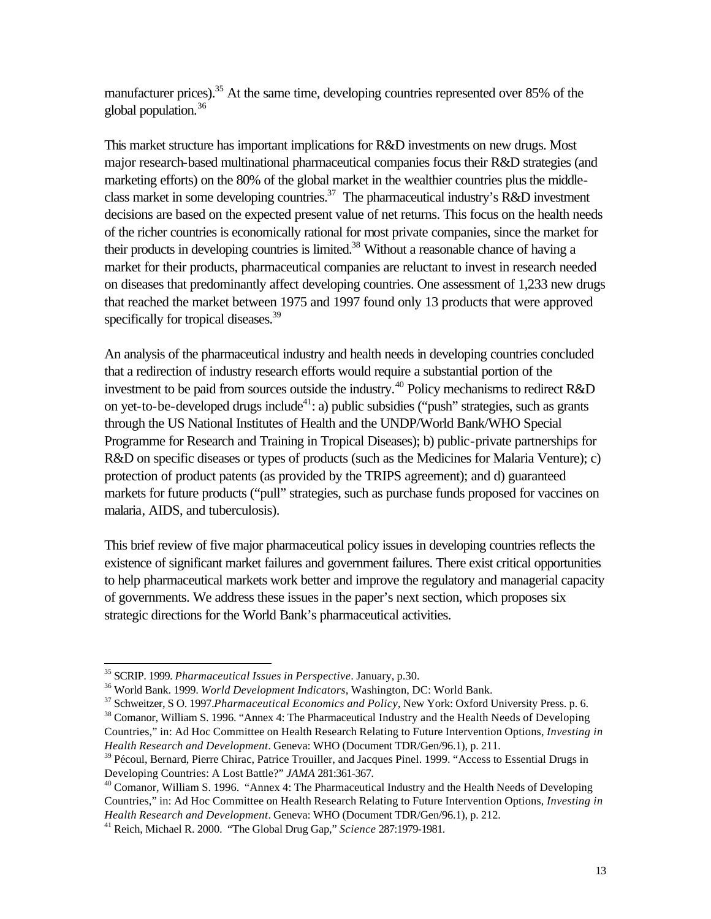manufacturer prices).[35] At the same time, developing countries represented over 85% of the global population.[36]

This market structure has important implications for R&D investments on new drugs. Most major research-based multinational pharmaceutical companies focus their R&D strategies (and marketing efforts) on the 80% of the global market in the wealthier countries plus the middle-class market in some developing countries.[37] The pharmaceutical industry's R&D investment decisions are based on the expected present value of net returns. This focus on the health needs of the richer countries is economically rational for most private companies, since the market for their products in developing countries is limited.[38] Without a reasonable chance of having a market for their products, pharmaceutical companies are reluctant to invest in research needed on diseases that predominantly affect developing countries. One assessment of 1,233 new drugs that reached the market between 1975 and 1997 found only 13 products that were approved specifically for tropical diseases.[39]

An analysis of the pharmaceutical industry and health needs in developing countries concluded that a redirection of industry research efforts would require a substantial portion of the investment to be paid from sources outside the industry.[40] Policy mechanisms to redirect R&D on yet-to-be-developed drugs include[41]: a) public subsidies ("push" strategies, such as grants through the US National Institutes of Health and the UNDP/World Bank/WHO Special Programme for Research and Training in Tropical Diseases); b) public-private partnerships for R&D on specific diseases or types of products (such as the Medicines for Malaria Venture); c) protection of product patents (as provided by the TRIPS agreement); and d) guaranteed markets for future products ("pull" strategies, such as purchase funds proposed for vaccines on malaria, AIDS, and tuberculosis).

This brief review of five major pharmaceutical policy issues in developing countries reflects the existence of significant market failures and government failures. There exist critical opportunities to help pharmaceutical markets work better and improve the regulatory and managerial capacity of governments. We address these issues in the paper's next section, which proposes six strategic directions for the World Bank's pharmaceutical activities.

---

[35] SCRIP. 1999. *Pharmaceutical Issues in Perspective*. January, p.30.

[36] World Bank. 1999. *World Development Indicators*, Washington, DC: World Bank.

[37] Schweitzer, S O. 1997.*Pharmaceutical Economics and Policy*, New York: Oxford University Press. p. 6.

[38] Comanor, William S. 1996. "Annex 4: The Pharmaceutical Industry and the Health Needs of Developing Countries," in: Ad Hoc Committee on Health Research Relating to Future Intervention Options, *Investing in Health Research and Development*. Geneva: WHO (Document TDR/Gen/96.1), p. 211.

[39] Pécoul, Bernard, Pierre Chirac, Patrice Trouiller, and Jacques Pinel. 1999. "Access to Essential Drugs in Developing Countries: A Lost Battle?" *JAMA* 281:361-367.

[40] Comanor, William S. 1996. "Annex 4: The Pharmaceutical Industry and the Health Needs of Developing Countries," in: Ad Hoc Committee on Health Research Relating to Future Intervention Options, *Investing in Health Research and Development*. Geneva: WHO (Document TDR/Gen/96.1), p. 212.

[41] Reich, Michael R. 2000. "The Global Drug Gap," *Science* 287:1979-1981.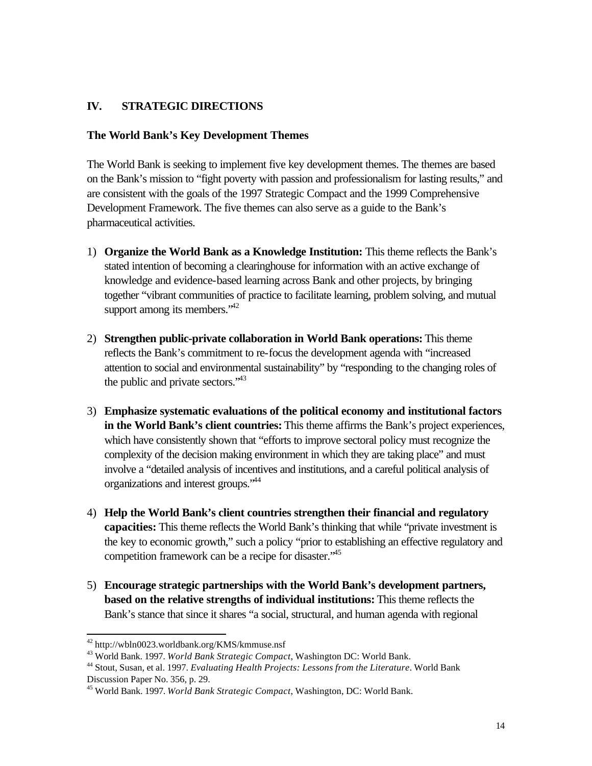## IV. STRATEGIC DIRECTIONS

### The World Bank's Key Development Themes

The World Bank is seeking to implement five key development themes. The themes are based on the Bank's mission to "fight poverty with passion and professionalism for lasting results," and are consistent with the goals of the 1997 Strategic Compact and the 1999 Comprehensive Development Framework. The five themes can also serve as a guide to the Bank's pharmaceutical activities.

1) **Organize the World Bank as a Knowledge Institution:** This theme reflects the Bank's stated intention of becoming a clearinghouse for information with an active exchange of knowledge and evidence-based learning across Bank and other projects, by bringing together "vibrant communities of practice to facilitate learning, problem solving, and mutual support among its members."[42]

2) **Strengthen public-private collaboration in World Bank operations:** This theme reflects the Bank's commitment to re-focus the development agenda with "increased attention to social and environmental sustainability" by "responding to the changing roles of the public and private sectors."[43]

3) **Emphasize systematic evaluations of the political economy and institutional factors in the World Bank's client countries:** This theme affirms the Bank's project experiences, which have consistently shown that "efforts to improve sectoral policy must recognize the complexity of the decision making environment in which they are taking place" and must involve a "detailed analysis of incentives and institutions, and a careful political analysis of organizations and interest groups."[44]

4) **Help the World Bank's client countries strengthen their financial and regulatory capacities:** This theme reflects the World Bank's thinking that while "private investment is the key to economic growth," such a policy "prior to establishing an effective regulatory and competition framework can be a recipe for disaster."[45]

5) **Encourage strategic partnerships with the World Bank's development partners, based on the relative strengths of individual institutions:** This theme reflects the Bank's stance that since it shares "a social, structural, and human agenda with regional

---

[42] http://wbln0023.worldbank.org/KMS/kmmuse.nsf

[43] World Bank. 1997. *World Bank Strategic Compact*, Washington DC: World Bank.

[44] Stout, Susan, et al. 1997. *Evaluating Health Projects: Lessons from the Literature*. World Bank Discussion Paper No. 356, p. 29.

[45] World Bank. 1997. *World Bank Strategic Compact*, Washington, DC: World Bank.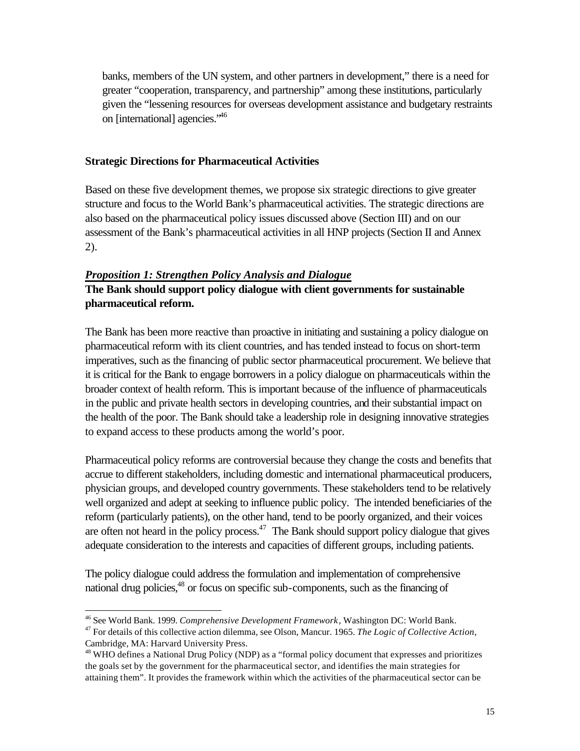banks, members of the UN system, and other partners in development," there is a need for greater "cooperation, transparency, and partnership" among these institutions, particularly given the "lessening resources for overseas development assistance and budgetary restraints on [international] agencies."[46]

### Strategic Directions for Pharmaceutical Activities

Based on these five development themes, we propose six strategic directions to give greater structure and focus to the World Bank's pharmaceutical activities. The strategic directions are also based on the pharmaceutical policy issues discussed above (Section III) and on our assessment of the Bank's pharmaceutical activities in all HNP projects (Section II and Annex 2).

#### ***Proposition 1: Strengthen Policy Analysis and Dialogue***

**The Bank should support policy dialogue with client governments for sustainable pharmaceutical reform.**

The Bank has been more reactive than proactive in initiating and sustaining a policy dialogue on pharmaceutical reform with its client countries, and has tended instead to focus on short-term imperatives, such as the financing of public sector pharmaceutical procurement. We believe that it is critical for the Bank to engage borrowers in a policy dialogue on pharmaceuticals within the broader context of health reform. This is important because of the influence of pharmaceuticals in the public and private health sectors in developing countries, and their substantial impact on the health of the poor. The Bank should take a leadership role in designing innovative strategies to expand access to these products among the world's poor.

Pharmaceutical policy reforms are controversial because they change the costs and benefits that accrue to different stakeholders, including domestic and international pharmaceutical producers, physician groups, and developed country governments. These stakeholders tend to be relatively well organized and adept at seeking to influence public policy. The intended beneficiaries of the reform (particularly patients), on the other hand, tend to be poorly organized, and their voices are often not heard in the policy process.[47] The Bank should support policy dialogue that gives adequate consideration to the interests and capacities of different groups, including patients.

The policy dialogue could address the formulation and implementation of comprehensive national drug policies,[48] or focus on specific sub-components, such as the financing of

---

[46] See World Bank. 1999. *Comprehensive Development Framework*, Washington DC: World Bank.

[47] For details of this collective action dilemma, see Olson, Mancur. 1965. *The Logic of Collective Action*, Cambridge, MA: Harvard University Press.

[48] WHO defines a National Drug Policy (NDP) as a "formal policy document that expresses and prioritizes the goals set by the government for the pharmaceutical sector, and identifies the main strategies for attaining them". It provides the framework within which the activities of the pharmaceutical sector can be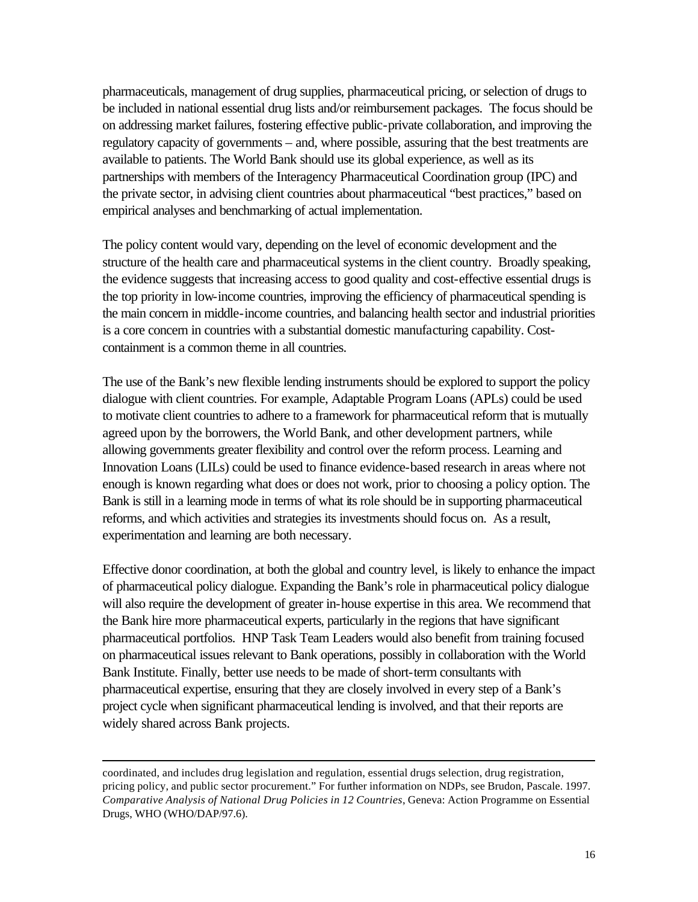pharmaceuticals, management of drug supplies, pharmaceutical pricing, or selection of drugs to be included in national essential drug lists and/or reimbursement packages. The focus should be on addressing market failures, fostering effective public-private collaboration, and improving the regulatory capacity of governments – and, where possible, assuring that the best treatments are available to patients. The World Bank should use its global experience, as well as its partnerships with members of the Interagency Pharmaceutical Coordination group (IPC) and the private sector, in advising client countries about pharmaceutical "best practices," based on empirical analyses and benchmarking of actual implementation.

The policy content would vary, depending on the level of economic development and the structure of the health care and pharmaceutical systems in the client country. Broadly speaking, the evidence suggests that increasing access to good quality and cost-effective essential drugs is the top priority in low-income countries, improving the efficiency of pharmaceutical spending is the main concern in middle-income countries, and balancing health sector and industrial priorities is a core concern in countries with a substantial domestic manufacturing capability. Cost-containment is a common theme in all countries.

The use of the Bank's new flexible lending instruments should be explored to support the policy dialogue with client countries. For example, Adaptable Program Loans (APLs) could be used to motivate client countries to adhere to a framework for pharmaceutical reform that is mutually agreed upon by the borrowers, the World Bank, and other development partners, while allowing governments greater flexibility and control over the reform process. Learning and Innovation Loans (LILs) could be used to finance evidence-based research in areas where not enough is known regarding what does or does not work, prior to choosing a policy option. The Bank is still in a learning mode in terms of what its role should be in supporting pharmaceutical reforms, and which activities and strategies its investments should focus on. As a result, experimentation and learning are both necessary.

Effective donor coordination, at both the global and country level, is likely to enhance the impact of pharmaceutical policy dialogue. Expanding the Bank's role in pharmaceutical policy dialogue will also require the development of greater in-house expertise in this area. We recommend that the Bank hire more pharmaceutical experts, particularly in the regions that have significant pharmaceutical portfolios. HNP Task Team Leaders would also benefit from training focused on pharmaceutical issues relevant to Bank operations, possibly in collaboration with the World Bank Institute. Finally, better use needs to be made of short-term consultants with pharmaceutical expertise, ensuring that they are closely involved in every step of a Bank's project cycle when significant pharmaceutical lending is involved, and that their reports are widely shared across Bank projects.

---

coordinated, and includes drug legislation and regulation, essential drugs selection, drug registration, pricing policy, and public sector procurement." For further information on NDPs, see Brudon, Pascale. 1997. *Comparative Analysis of National Drug Policies in 12 Countries*, Geneva: Action Programme on Essential Drugs, WHO (WHO/DAP/97.6).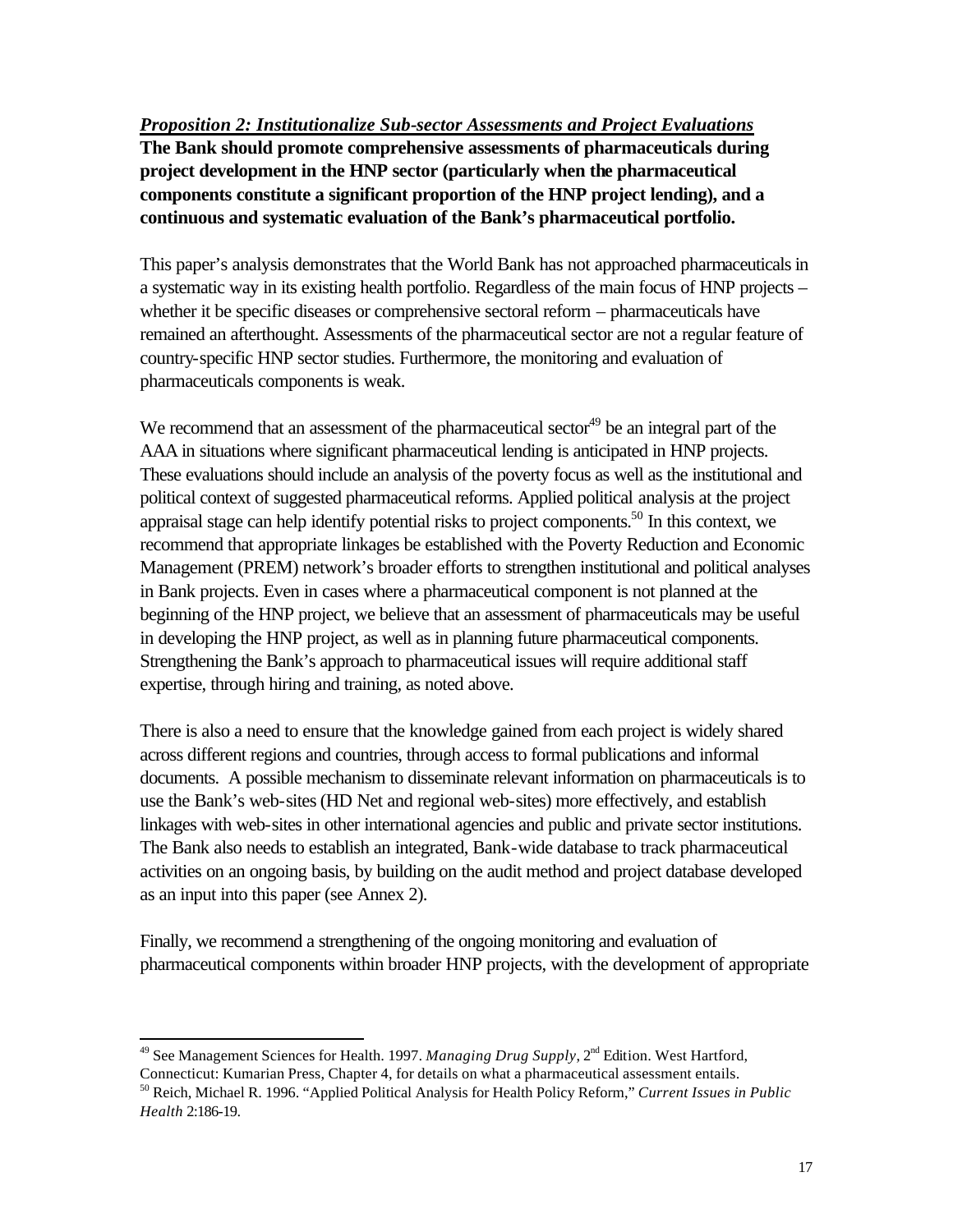***Proposition 2: Institutionalize Sub-sector Assessments and Project Evaluations***
**The Bank should promote comprehensive assessments of pharmaceuticals during project development in the HNP sector (particularly when the pharmaceutical components constitute a significant proportion of the HNP project lending), and a continuous and systematic evaluation of the Bank's pharmaceutical portfolio.**

This paper's analysis demonstrates that the World Bank has not approached pharmaceuticals in a systematic way in its existing health portfolio. Regardless of the main focus of HNP projects – whether it be specific diseases or comprehensive sectoral reform – pharmaceuticals have remained an afterthought. Assessments of the pharmaceutical sector are not a regular feature of country-specific HNP sector studies. Furthermore, the monitoring and evaluation of pharmaceuticals components is weak.

We recommend that an assessment of the pharmaceutical sector[49] be an integral part of the AAA in situations where significant pharmaceutical lending is anticipated in HNP projects. These evaluations should include an analysis of the poverty focus as well as the institutional and political context of suggested pharmaceutical reforms. Applied political analysis at the project appraisal stage can help identify potential risks to project components.[50] In this context, we recommend that appropriate linkages be established with the Poverty Reduction and Economic Management (PREM) network's broader efforts to strengthen institutional and political analyses in Bank projects. Even in cases where a pharmaceutical component is not planned at the beginning of the HNP project, we believe that an assessment of pharmaceuticals may be useful in developing the HNP project, as well as in planning future pharmaceutical components. Strengthening the Bank's approach to pharmaceutical issues will require additional staff expertise, through hiring and training, as noted above.

There is also a need to ensure that the knowledge gained from each project is widely shared across different regions and countries, through access to formal publications and informal documents. A possible mechanism to disseminate relevant information on pharmaceuticals is to use the Bank's web-sites (HD Net and regional web-sites) more effectively, and establish linkages with web-sites in other international agencies and public and private sector institutions. The Bank also needs to establish an integrated, Bank-wide database to track pharmaceutical activities on an ongoing basis, by building on the audit method and project database developed as an input into this paper (see Annex 2).

Finally, we recommend a strengthening of the ongoing monitoring and evaluation of pharmaceutical components within broader HNP projects, with the development of appropriate

---

[49] See Management Sciences for Health. 1997. *Managing Drug Supply*, 2nd Edition. West Hartford, Connecticut: Kumarian Press, Chapter 4, for details on what a pharmaceutical assessment entails.

[50] Reich, Michael R. 1996. "Applied Political Analysis for Health Policy Reform," *Current Issues in Public Health* 2:186-19.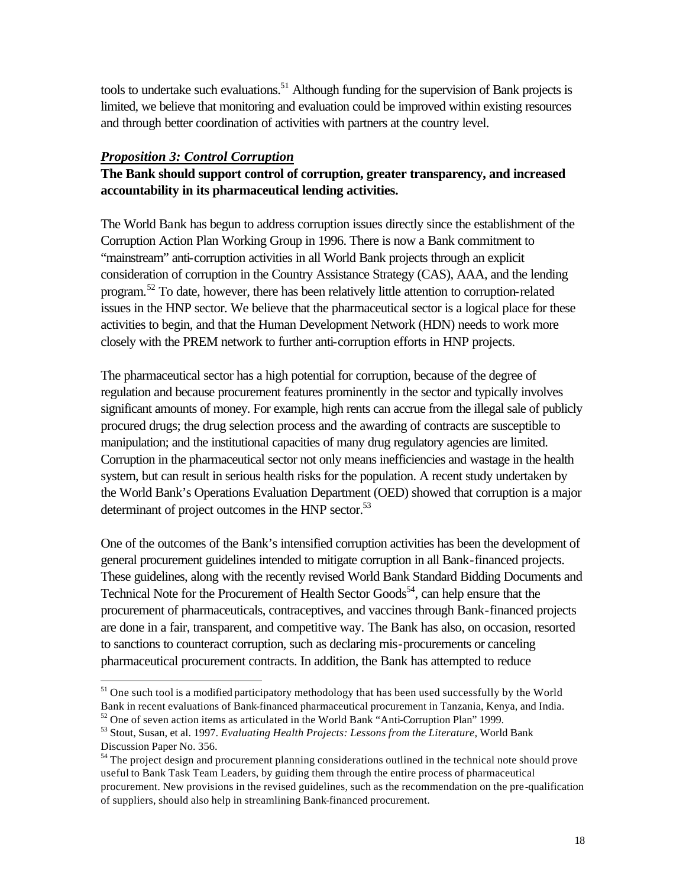tools to undertake such evaluations.[51] Although funding for the supervision of Bank projects is limited, we believe that monitoring and evaluation could be improved within existing resources and through better coordination of activities with partners at the country level.

***Proposition 3: Control Corruption***

**The Bank should support control of corruption, greater transparency, and increased accountability in its pharmaceutical lending activities.**

The World Bank has begun to address corruption issues directly since the establishment of the Corruption Action Plan Working Group in 1996. There is now a Bank commitment to "mainstream" anti-corruption activities in all World Bank projects through an explicit consideration of corruption in the Country Assistance Strategy (CAS), AAA, and the lending program.[52] To date, however, there has been relatively little attention to corruption-related issues in the HNP sector. We believe that the pharmaceutical sector is a logical place for these activities to begin, and that the Human Development Network (HDN) needs to work more closely with the PREM network to further anti-corruption efforts in HNP projects.

The pharmaceutical sector has a high potential for corruption, because of the degree of regulation and because procurement features prominently in the sector and typically involves significant amounts of money. For example, high rents can accrue from the illegal sale of publicly procured drugs; the drug selection process and the awarding of contracts are susceptible to manipulation; and the institutional capacities of many drug regulatory agencies are limited. Corruption in the pharmaceutical sector not only means inefficiencies and wastage in the health system, but can result in serious health risks for the population. A recent study undertaken by the World Bank's Operations Evaluation Department (OED) showed that corruption is a major determinant of project outcomes in the HNP sector.[53]

One of the outcomes of the Bank's intensified corruption activities has been the development of general procurement guidelines intended to mitigate corruption in all Bank-financed projects. These guidelines, along with the recently revised World Bank Standard Bidding Documents and Technical Note for the Procurement of Health Sector Goods[54], can help ensure that the procurement of pharmaceuticals, contraceptives, and vaccines through Bank-financed projects are done in a fair, transparent, and competitive way. The Bank has also, on occasion, resorted to sanctions to counteract corruption, such as declaring mis-procurements or canceling pharmaceutical procurement contracts. In addition, the Bank has attempted to reduce

---

[51] One such tool is a modified participatory methodology that has been used successfully by the World Bank in recent evaluations of Bank-financed pharmaceutical procurement in Tanzania, Kenya, and India.

[52] One of seven action items as articulated in the World Bank "Anti-Corruption Plan" 1999.

[53] Stout, Susan, et al. 1997. *Evaluating Health Projects: Lessons from the Literature*, World Bank Discussion Paper No. 356.

[54] The project design and procurement planning considerations outlined in the technical note should prove useful to Bank Task Team Leaders, by guiding them through the entire process of pharmaceutical procurement. New provisions in the revised guidelines, such as the recommendation on the pre-qualification of suppliers, should also help in streamlining Bank-financed procurement.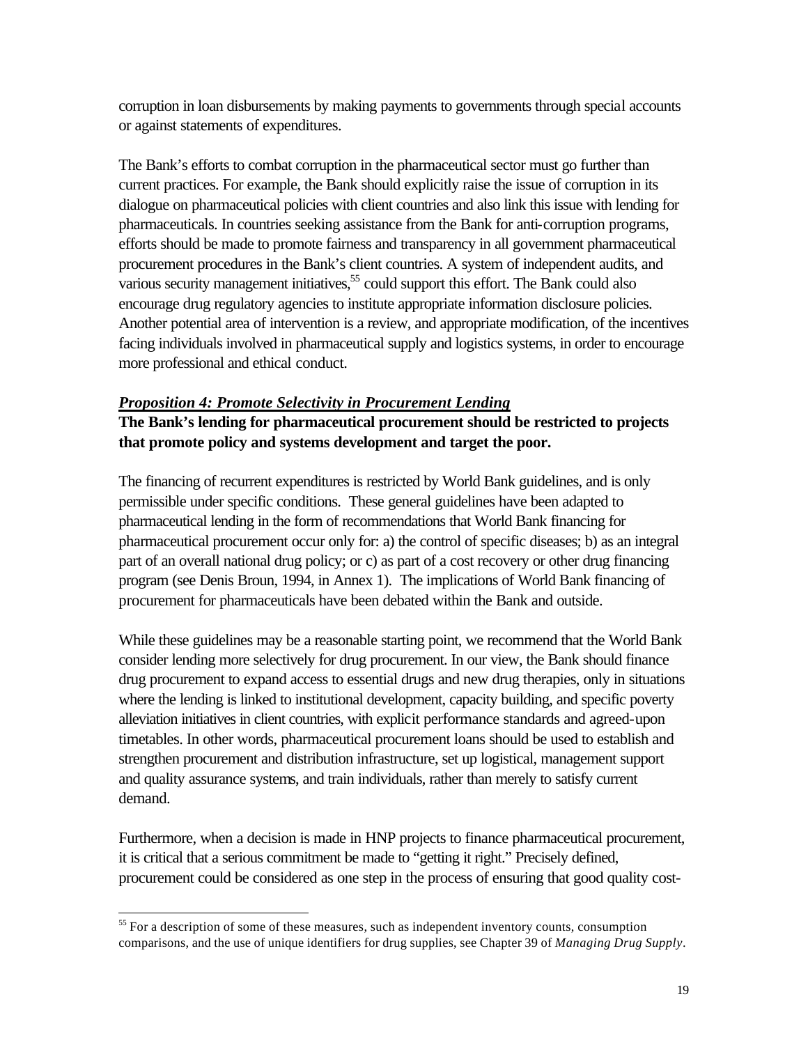corruption in loan disbursements by making payments to governments through special accounts or against statements of expenditures.

The Bank's efforts to combat corruption in the pharmaceutical sector must go further than current practices. For example, the Bank should explicitly raise the issue of corruption in its dialogue on pharmaceutical policies with client countries and also link this issue with lending for pharmaceuticals. In countries seeking assistance from the Bank for anti-corruption programs, efforts should be made to promote fairness and transparency in all government pharmaceutical procurement procedures in the Bank's client countries. A system of independent audits, and various security management initiatives,[55] could support this effort. The Bank could also encourage drug regulatory agencies to institute appropriate information disclosure policies. Another potential area of intervention is a review, and appropriate modification, of the incentives facing individuals involved in pharmaceutical supply and logistics systems, in order to encourage more professional and ethical conduct.

***Proposition 4: Promote Selectivity in Procurement Lending***

**The Bank's lending for pharmaceutical procurement should be restricted to projects that promote policy and systems development and target the poor.**

The financing of recurrent expenditures is restricted by World Bank guidelines, and is only permissible under specific conditions. These general guidelines have been adapted to pharmaceutical lending in the form of recommendations that World Bank financing for pharmaceutical procurement occur only for: a) the control of specific diseases; b) as an integral part of an overall national drug policy; or c) as part of a cost recovery or other drug financing program (see Denis Broun, 1994, in Annex 1). The implications of World Bank financing of procurement for pharmaceuticals have been debated within the Bank and outside.

While these guidelines may be a reasonable starting point, we recommend that the World Bank consider lending more selectively for drug procurement. In our view, the Bank should finance drug procurement to expand access to essential drugs and new drug therapies, only in situations where the lending is linked to institutional development, capacity building, and specific poverty alleviation initiatives in client countries, with explicit performance standards and agreed-upon timetables. In other words, pharmaceutical procurement loans should be used to establish and strengthen procurement and distribution infrastructure, set up logistical, management support and quality assurance systems, and train individuals, rather than merely to satisfy current demand.

Furthermore, when a decision is made in HNP projects to finance pharmaceutical procurement, it is critical that a serious commitment be made to "getting it right." Precisely defined, procurement could be considered as one step in the process of ensuring that good quality cost-

[55] For a description of some of these measures, such as independent inventory counts, consumption comparisons, and the use of unique identifiers for drug supplies, see Chapter 39 of *Managing Drug Supply*.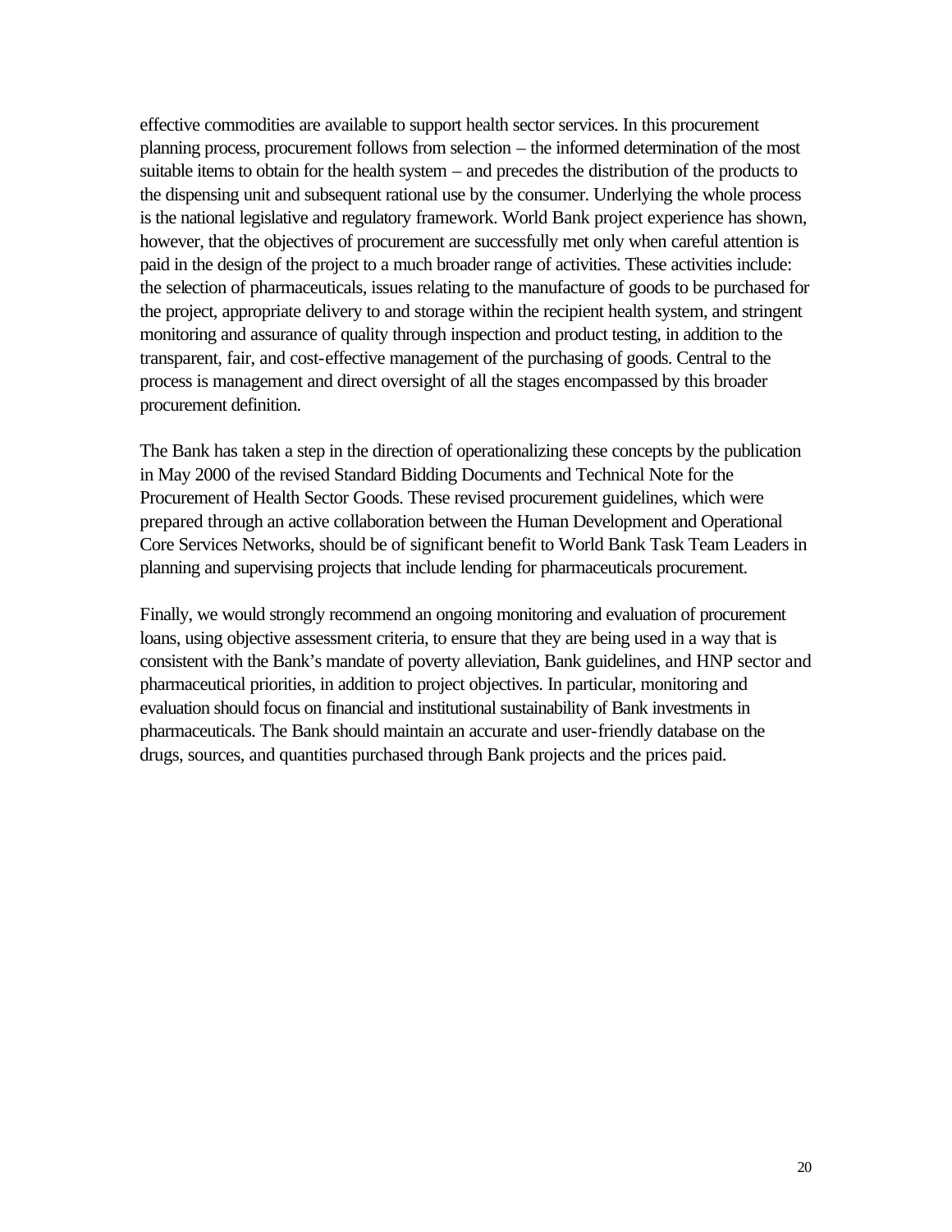effective commodities are available to support health sector services. In this procurement planning process, procurement follows from selection – the informed determination of the most suitable items to obtain for the health system – and precedes the distribution of the products to the dispensing unit and subsequent rational use by the consumer. Underlying the whole process is the national legislative and regulatory framework. World Bank project experience has shown, however, that the objectives of procurement are successfully met only when careful attention is paid in the design of the project to a much broader range of activities. These activities include: the selection of pharmaceuticals, issues relating to the manufacture of goods to be purchased for the project, appropriate delivery to and storage within the recipient health system, and stringent monitoring and assurance of quality through inspection and product testing, in addition to the transparent, fair, and cost-effective management of the purchasing of goods. Central to the process is management and direct oversight of all the stages encompassed by this broader procurement definition.

The Bank has taken a step in the direction of operationalizing these concepts by the publication in May 2000 of the revised Standard Bidding Documents and Technical Note for the Procurement of Health Sector Goods. These revised procurement guidelines, which were prepared through an active collaboration between the Human Development and Operational Core Services Networks, should be of significant benefit to World Bank Task Team Leaders in planning and supervising projects that include lending for pharmaceuticals procurement.

Finally, we would strongly recommend an ongoing monitoring and evaluation of procurement loans, using objective assessment criteria, to ensure that they are being used in a way that is consistent with the Bank's mandate of poverty alleviation, Bank guidelines, and HNP sector and pharmaceutical priorities, in addition to project objectives. In particular, monitoring and evaluation should focus on financial and institutional sustainability of Bank investments in pharmaceuticals. The Bank should maintain an accurate and user-friendly database on the drugs, sources, and quantities purchased through Bank projects and the prices paid.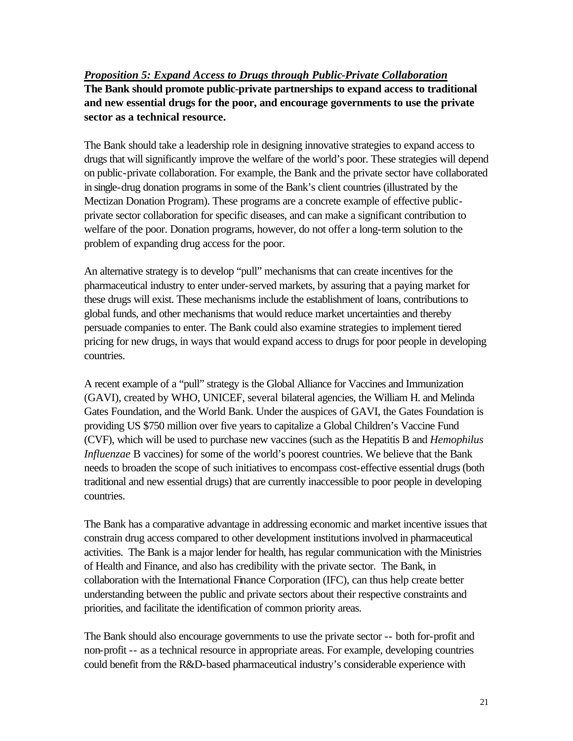***Proposition 5: Expand Access to Drugs through Public-Private Collaboration***

**The Bank should promote public-private partnerships to expand access to traditional and new essential drugs for the poor, and encourage governments to use the private sector as a technical resource.**

The Bank should take a leadership role in designing innovative strategies to expand access to drugs that will significantly improve the welfare of the world's poor. These strategies will depend on public-private collaboration. For example, the Bank and the private sector have collaborated in single-drug donation programs in some of the Bank's client countries (illustrated by the Mectizan Donation Program). These programs are a concrete example of effective public-private sector collaboration for specific diseases, and can make a significant contribution to welfare of the poor. Donation programs, however, do not offer a long-term solution to the problem of expanding drug access for the poor.

An alternative strategy is to develop "pull" mechanisms that can create incentives for the pharmaceutical industry to enter under-served markets, by assuring that a paying market for these drugs will exist. These mechanisms include the establishment of loans, contributions to global funds, and other mechanisms that would reduce market uncertainties and thereby persuade companies to enter. The Bank could also examine strategies to implement tiered pricing for new drugs, in ways that would expand access to drugs for poor people in developing countries.

A recent example of a "pull" strategy is the Global Alliance for Vaccines and Immunization (GAVI), created by WHO, UNICEF, several bilateral agencies, the William H. and Melinda Gates Foundation, and the World Bank. Under the auspices of GAVI, the Gates Foundation is providing US $750 million over five years to capitalize a Global Children's Vaccine Fund (CVF), which will be used to purchase new vaccines (such as the Hepatitis B and *Hemophilus Influenzae* B vaccines) for some of the world's poorest countries. We believe that the Bank needs to broaden the scope of such initiatives to encompass cost-effective essential drugs (both traditional and new essential drugs) that are currently inaccessible to poor people in developing countries.

The Bank has a comparative advantage in addressing economic and market incentive issues that constrain drug access compared to other development institutions involved in pharmaceutical activities. The Bank is a major lender for health, has regular communication with the Ministries of Health and Finance, and also has credibility with the private sector. The Bank, in collaboration with the International Finance Corporation (IFC), can thus help create better understanding between the public and private sectors about their respective constraints and priorities, and facilitate the identification of common priority areas.

The Bank should also encourage governments to use the private sector -- both for-profit and non-profit -- as a technical resource in appropriate areas. For example, developing countries could benefit from the R&D-based pharmaceutical industry's considerable experience with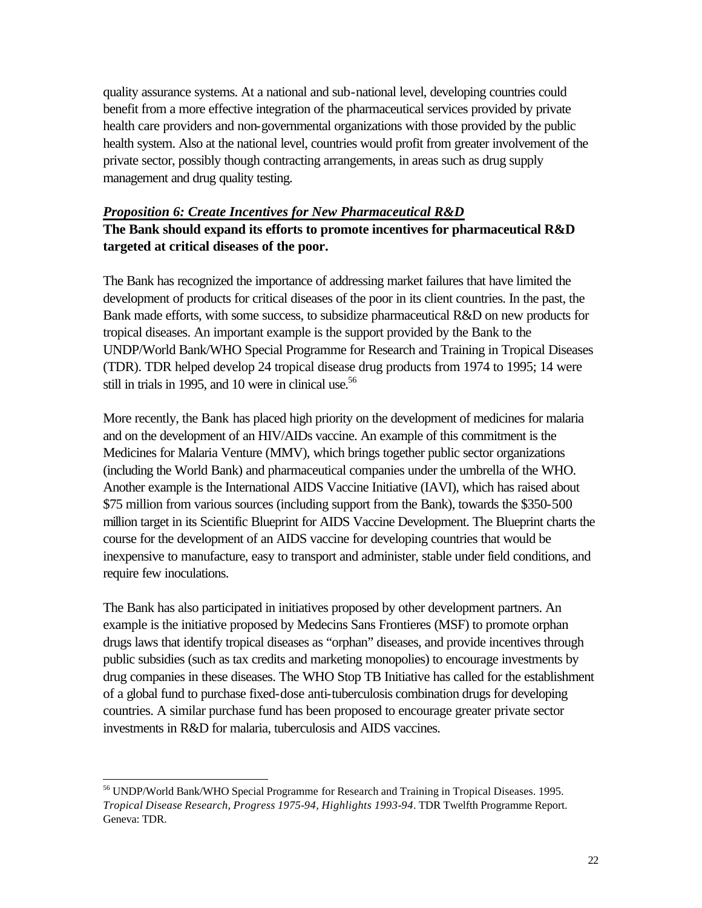quality assurance systems. At a national and sub-national level, developing countries could benefit from a more effective integration of the pharmaceutical services provided by private health care providers and non-governmental organizations with those provided by the public health system. Also at the national level, countries would profit from greater involvement of the private sector, possibly though contracting arrangements, in areas such as drug supply management and drug quality testing.

***Proposition 6: Create Incentives for New Pharmaceutical R&D***

**The Bank should expand its efforts to promote incentives for pharmaceutical R&D targeted at critical diseases of the poor.**

The Bank has recognized the importance of addressing market failures that have limited the development of products for critical diseases of the poor in its client countries. In the past, the Bank made efforts, with some success, to subsidize pharmaceutical R&D on new products for tropical diseases. An important example is the support provided by the Bank to the UNDP/World Bank/WHO Special Programme for Research and Training in Tropical Diseases (TDR). TDR helped develop 24 tropical disease drug products from 1974 to 1995; 14 were still in trials in 1995, and 10 were in clinical use.[56]

More recently, the Bank has placed high priority on the development of medicines for malaria and on the development of an HIV/AIDs vaccine. An example of this commitment is the Medicines for Malaria Venture (MMV), which brings together public sector organizations (including the World Bank) and pharmaceutical companies under the umbrella of the WHO. Another example is the International AIDS Vaccine Initiative (IAVI), which has raised about $75 million from various sources (including support from the Bank), towards the $350-500 million target in its Scientific Blueprint for AIDS Vaccine Development. The Blueprint charts the course for the development of an AIDS vaccine for developing countries that would be inexpensive to manufacture, easy to transport and administer, stable under field conditions, and require few inoculations.

The Bank has also participated in initiatives proposed by other development partners. An example is the initiative proposed by Medecins Sans Frontieres (MSF) to promote orphan drugs laws that identify tropical diseases as "orphan" diseases, and provide incentives through public subsidies (such as tax credits and marketing monopolies) to encourage investments by drug companies in these diseases. The WHO Stop TB Initiative has called for the establishment of a global fund to purchase fixed-dose anti-tuberculosis combination drugs for developing countries. A similar purchase fund has been proposed to encourage greater private sector investments in R&D for malaria, tuberculosis and AIDS vaccines.

---

[56] UNDP/World Bank/WHO Special Programme for Research and Training in Tropical Diseases. 1995. *Tropical Disease Research, Progress 1975-94, Highlights 1993-94*. TDR Twelfth Programme Report. Geneva: TDR.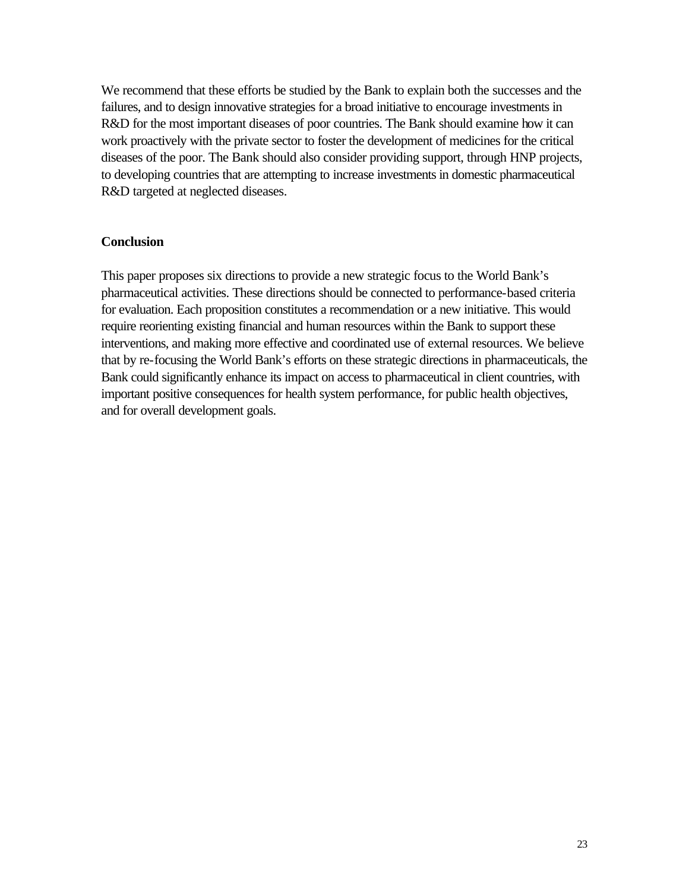We recommend that these efforts be studied by the Bank to explain both the successes and the failures, and to design innovative strategies for a broad initiative to encourage investments in R&D for the most important diseases of poor countries. The Bank should examine how it can work proactively with the private sector to foster the development of medicines for the critical diseases of the poor. The Bank should also consider providing support, through HNP projects, to developing countries that are attempting to increase investments in domestic pharmaceutical R&D targeted at neglected diseases.

**Conclusion**

This paper proposes six directions to provide a new strategic focus to the World Bank's pharmaceutical activities. These directions should be connected to performance-based criteria for evaluation. Each proposition constitutes a recommendation or a new initiative. This would require reorienting existing financial and human resources within the Bank to support these interventions, and making more effective and coordinated use of external resources. We believe that by re-focusing the World Bank's efforts on these strategic directions in pharmaceuticals, the Bank could significantly enhance its impact on access to pharmaceutical in client countries, with important positive consequences for health system performance, for public health objectives, and for overall development goals.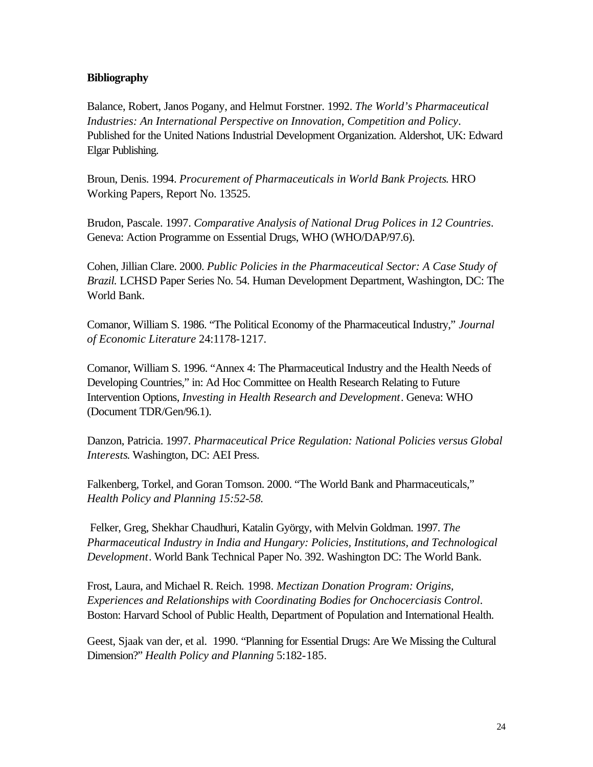**Bibliography**

Balance, Robert, Janos Pogany, and Helmut Forstner. 1992. *The World's Pharmaceutical Industries: An International Perspective on Innovation, Competition and Policy*. Published for the United Nations Industrial Development Organization. Aldershot, UK: Edward Elgar Publishing.

Broun, Denis. 1994. *Procurement of Pharmaceuticals in World Bank Projects*. HRO Working Papers, Report No. 13525.

Brudon, Pascale. 1997. *Comparative Analysis of National Drug Polices in 12 Countries*. Geneva: Action Programme on Essential Drugs, WHO (WHO/DAP/97.6).

Cohen, Jillian Clare. 2000. *Public Policies in the Pharmaceutical Sector: A Case Study of Brazil.* LCHSD Paper Series No. 54. Human Development Department, Washington, DC: The World Bank.

Comanor, William S. 1986. "The Political Economy of the Pharmaceutical Industry," *Journal of Economic Literature* 24:1178-1217.

Comanor, William S. 1996. "Annex 4: The Pharmaceutical Industry and the Health Needs of Developing Countries," in: Ad Hoc Committee on Health Research Relating to Future Intervention Options, *Investing in Health Research and Development*. Geneva: WHO (Document TDR/Gen/96.1).

Danzon, Patricia. 1997. *Pharmaceutical Price Regulation: National Policies versus Global Interests*. Washington, DC: AEI Press.

Falkenberg, Torkel, and Goran Tomson. 2000. "The World Bank and Pharmaceuticals," *Health Policy and Planning 15:52-58.*

Felker, Greg, Shekhar Chaudhuri, Katalin György, with Melvin Goldman. 1997. *The Pharmaceutical Industry in India and Hungary: Policies, Institutions, and Technological Development*. World Bank Technical Paper No. 392. Washington DC: The World Bank.

Frost, Laura, and Michael R. Reich. 1998. *Mectizan Donation Program: Origins, Experiences and Relationships with Coordinating Bodies for Onchocerciasis Control*. Boston: Harvard School of Public Health, Department of Population and International Health.

Geest, Sjaak van der, et al. 1990. "Planning for Essential Drugs: Are We Missing the Cultural Dimension?" *Health Policy and Planning* 5:182-185.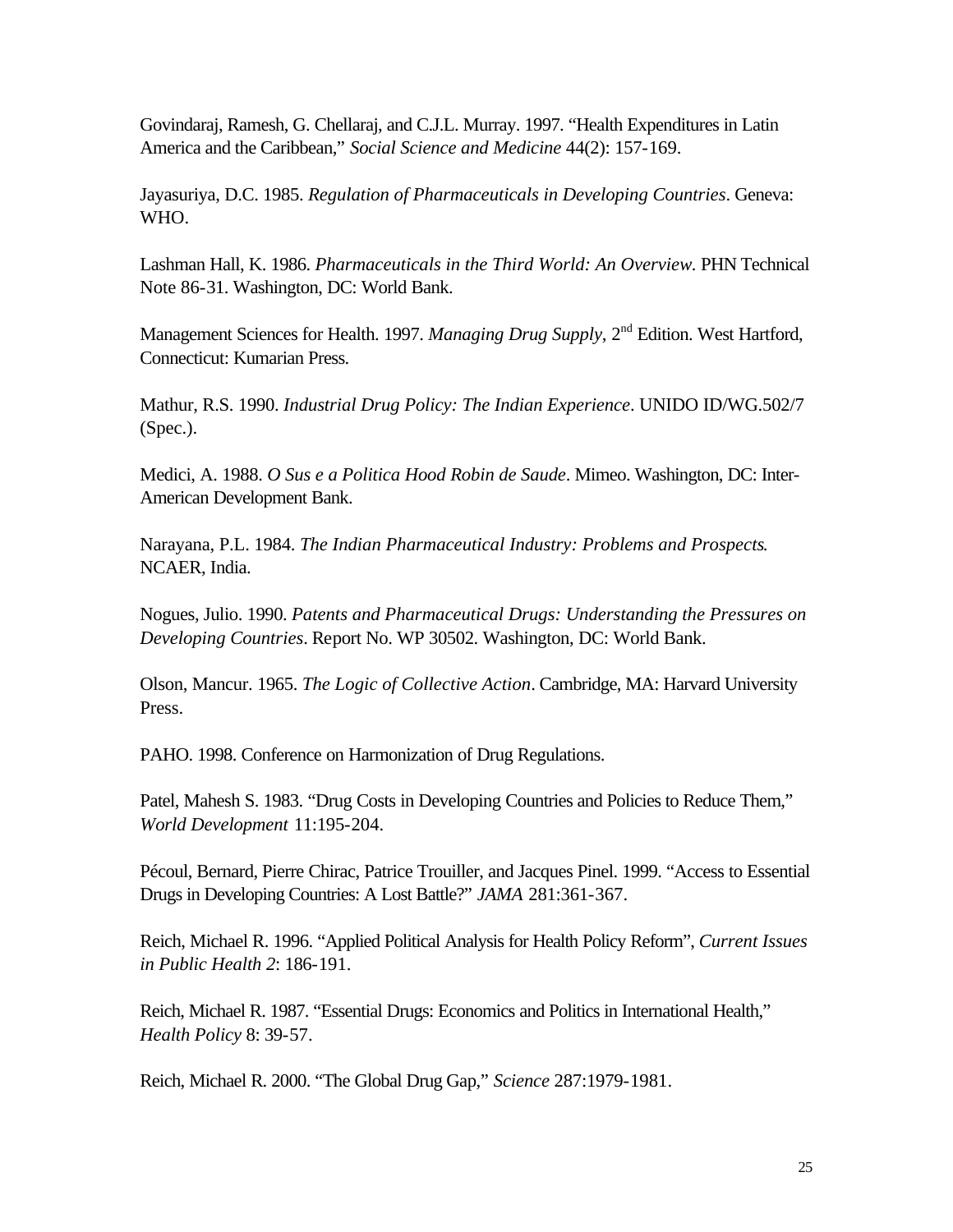Govindaraj, Ramesh, G. Chellaraj, and C.J.L. Murray. 1997. "Health Expenditures in Latin America and the Caribbean," *Social Science and Medicine* 44(2): 157-169.

Jayasuriya, D.C. 1985. *Regulation of Pharmaceuticals in Developing Countries*. Geneva: WHO.

Lashman Hall, K. 1986. *Pharmaceuticals in the Third World: An Overview.* PHN Technical Note 86-31. Washington, DC: World Bank.

Management Sciences for Health. 1997. *Managing Drug Supply*, 2nd Edition. West Hartford, Connecticut: Kumarian Press.

Mathur, R.S. 1990. *Industrial Drug Policy: The Indian Experience*. UNIDO ID/WG.502/7 (Spec.).

Medici, A. 1988. *O Sus e a Politica Hood Robin de Saude*. Mimeo. Washington, DC: Inter-American Development Bank.

Narayana, P.L. 1984. *The Indian Pharmaceutical Industry: Problems and Prospects.* NCAER, India.

Nogues, Julio. 1990. *Patents and Pharmaceutical Drugs: Understanding the Pressures on Developing Countries*. Report No. WP 30502. Washington, DC: World Bank.

Olson, Mancur. 1965. *The Logic of Collective Action*. Cambridge, MA: Harvard University Press.

PAHO. 1998. Conference on Harmonization of Drug Regulations.

Patel, Mahesh S. 1983. "Drug Costs in Developing Countries and Policies to Reduce Them," *World Development* 11:195-204.

Pécoul, Bernard, Pierre Chirac, Patrice Trouiller, and Jacques Pinel. 1999. "Access to Essential Drugs in Developing Countries: A Lost Battle?" *JAMA* 281:361-367.

Reich, Michael R. 1996. "Applied Political Analysis for Health Policy Reform", *Current Issues in Public Health 2*: 186-191.

Reich, Michael R. 1987. "Essential Drugs: Economics and Politics in International Health," *Health Policy* 8: 39-57.

Reich, Michael R. 2000. "The Global Drug Gap," *Science* 287:1979-1981.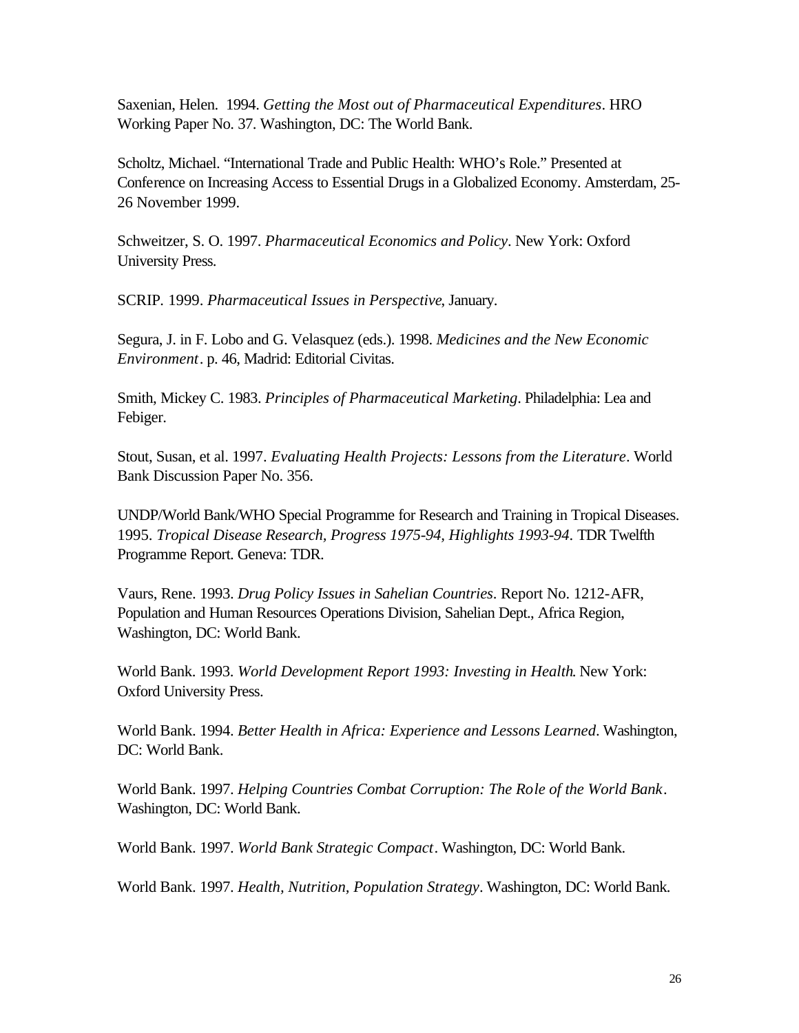Saxenian, Helen. 1994. *Getting the Most out of Pharmaceutical Expenditures*. HRO Working Paper No. 37. Washington, DC: The World Bank.

Scholtz, Michael. "International Trade and Public Health: WHO's Role." Presented at Conference on Increasing Access to Essential Drugs in a Globalized Economy. Amsterdam, 25-26 November 1999.

Schweitzer, S. O. 1997. *Pharmaceutical Economics and Policy*. New York: Oxford University Press.

SCRIP. 1999. *Pharmaceutical Issues in Perspective*, January.

Segura, J. in F. Lobo and G. Velasquez (eds.). 1998. *Medicines and the New Economic Environment*. p. 46, Madrid: Editorial Civitas.

Smith, Mickey C. 1983. *Principles of Pharmaceutical Marketing*. Philadelphia: Lea and Febiger.

Stout, Susan, et al. 1997. *Evaluating Health Projects: Lessons from the Literature*. World Bank Discussion Paper No. 356.

UNDP/World Bank/WHO Special Programme for Research and Training in Tropical Diseases. 1995. *Tropical Disease Research, Progress 1975-94, Highlights 1993-94*. TDR Twelfth Programme Report. Geneva: TDR.

Vaurs, Rene. 1993. *Drug Policy Issues in Sahelian Countries*. Report No. 1212-AFR, Population and Human Resources Operations Division, Sahelian Dept., Africa Region, Washington, DC: World Bank.

World Bank. 1993. *World Development Report 1993: Investing in Health*. New York: Oxford University Press.

World Bank. 1994. *Better Health in Africa: Experience and Lessons Learned*. Washington, DC: World Bank.

World Bank. 1997. *Helping Countries Combat Corruption: The Role of the World Bank*. Washington, DC: World Bank.

World Bank. 1997. *World Bank Strategic Compact*. Washington, DC: World Bank.

World Bank. 1997. *Health, Nutrition, Population Strategy*. Washington, DC: World Bank.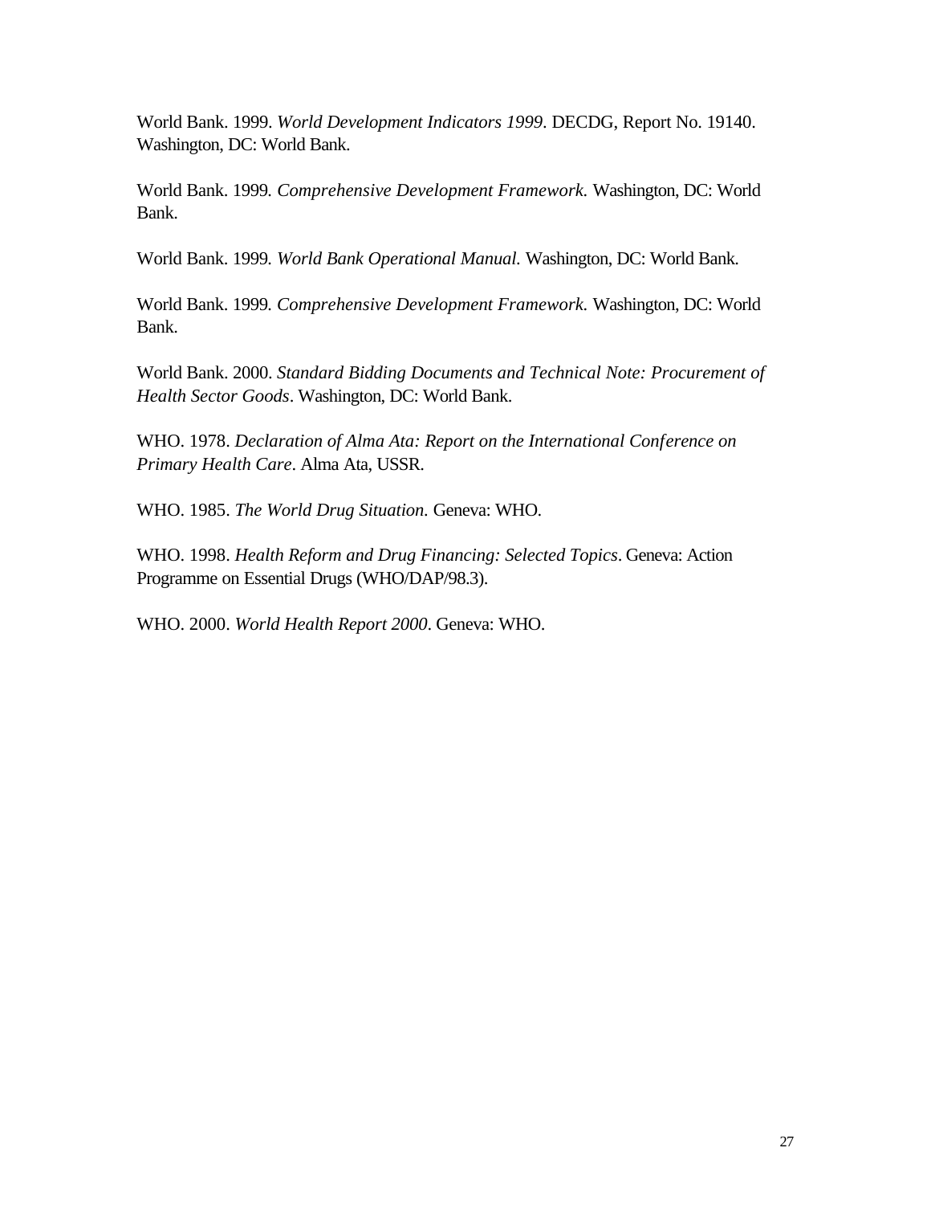World Bank. 1999. *World Development Indicators 1999*. DECDG, Report No. 19140. Washington, DC: World Bank.

World Bank. 1999. *Comprehensive Development Framework.* Washington, DC: World Bank.

World Bank. 1999. *World Bank Operational Manual.* Washington, DC: World Bank.

World Bank. 1999. *Comprehensive Development Framework.* Washington, DC: World Bank.

World Bank. 2000. *Standard Bidding Documents and Technical Note: Procurement of Health Sector Goods*. Washington, DC: World Bank.

WHO. 1978. *Declaration of Alma Ata: Report on the International Conference on Primary Health Care*. Alma Ata, USSR.

WHO. 1985. *The World Drug Situation.* Geneva: WHO.

WHO. 1998. *Health Reform and Drug Financing: Selected Topics*. Geneva: Action Programme on Essential Drugs (WHO/DAP/98.3).

WHO. 2000. *World Health Report 2000*. Geneva: WHO.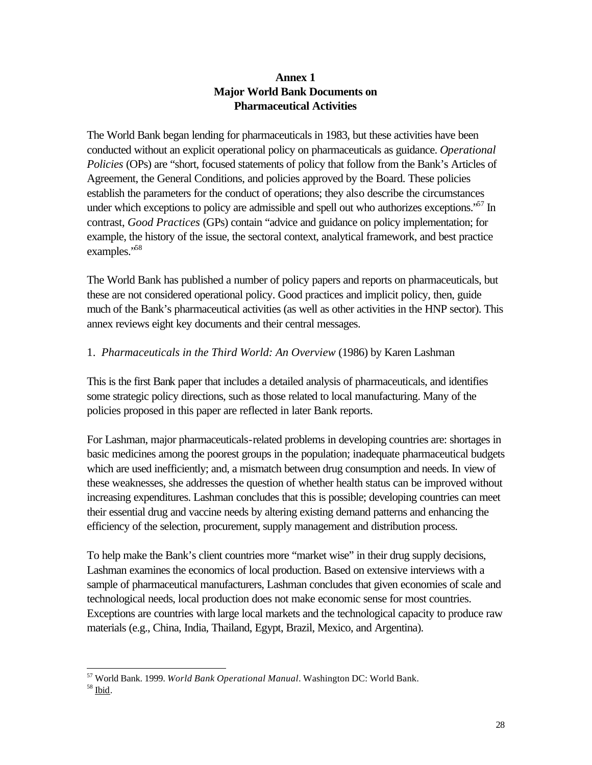# Annex 1
## Major World Bank Documents on Pharmaceutical Activities

The World Bank began lending for pharmaceuticals in 1983, but these activities have been conducted without an explicit operational policy on pharmaceuticals as guidance. *Operational Policies* (OPs) are "short, focused statements of policy that follow from the Bank's Articles of Agreement, the General Conditions, and policies approved by the Board. These policies establish the parameters for the conduct of operations; they also describe the circumstances under which exceptions to policy are admissible and spell out who authorizes exceptions."[57] In contrast, *Good Practices* (GPs) contain "advice and guidance on policy implementation; for example, the history of the issue, the sectoral context, analytical framework, and best practice examples."[58]

The World Bank has published a number of policy papers and reports on pharmaceuticals, but these are not considered operational policy. Good practices and implicit policy, then, guide much of the Bank's pharmaceutical activities (as well as other activities in the HNP sector). This annex reviews eight key documents and their central messages.

1. *Pharmaceuticals in the Third World: An Overview* (1986) by Karen Lashman

This is the first Bank paper that includes a detailed analysis of pharmaceuticals, and identifies some strategic policy directions, such as those related to local manufacturing. Many of the policies proposed in this paper are reflected in later Bank reports.

For Lashman, major pharmaceuticals-related problems in developing countries are: shortages in basic medicines among the poorest groups in the population; inadequate pharmaceutical budgets which are used inefficiently; and, a mismatch between drug consumption and needs. In view of these weaknesses, she addresses the question of whether health status can be improved without increasing expenditures. Lashman concludes that this is possible; developing countries can meet their essential drug and vaccine needs by altering existing demand patterns and enhancing the efficiency of the selection, procurement, supply management and distribution process.

To help make the Bank's client countries more "market wise" in their drug supply decisions, Lashman examines the economics of local production. Based on extensive interviews with a sample of pharmaceutical manufacturers, Lashman concludes that given economies of scale and technological needs, local production does not make economic sense for most countries. Exceptions are countries with large local markets and the technological capacity to produce raw materials (e.g., China, India, Thailand, Egypt, Brazil, Mexico, and Argentina).

---

[57] World Bank. 1999. *World Bank Operational Manual*. Washington DC: World Bank.

[58] Ibid.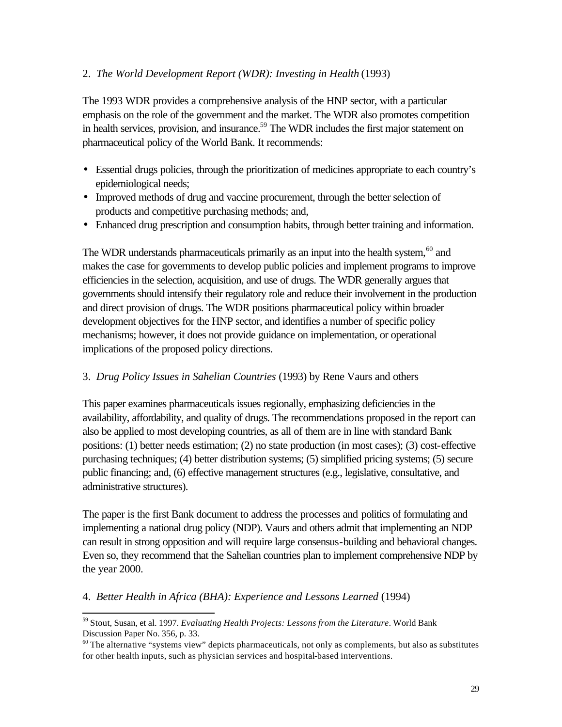2. *The World Development Report (WDR): Investing in Health* (1993)

The 1993 WDR provides a comprehensive analysis of the HNP sector, with a particular emphasis on the role of the government and the market. The WDR also promotes competition in health services, provision, and insurance.[59] The WDR includes the first major statement on pharmaceutical policy of the World Bank. It recommends:

- Essential drugs policies, through the prioritization of medicines appropriate to each country's epidemiological needs;
- Improved methods of drug and vaccine procurement, through the better selection of products and competitive purchasing methods; and,
- Enhanced drug prescription and consumption habits, through better training and information.

The WDR understands pharmaceuticals primarily as an input into the health system,[60] and makes the case for governments to develop public policies and implement programs to improve efficiencies in the selection, acquisition, and use of drugs. The WDR generally argues that governments should intensify their regulatory role and reduce their involvement in the production and direct provision of drugs. The WDR positions pharmaceutical policy within broader development objectives for the HNP sector, and identifies a number of specific policy mechanisms; however, it does not provide guidance on implementation, or operational implications of the proposed policy directions.

3. *Drug Policy Issues in Sahelian Countries* (1993) by Rene Vaurs and others

This paper examines pharmaceuticals issues regionally, emphasizing deficiencies in the availability, affordability, and quality of drugs. The recommendations proposed in the report can also be applied to most developing countries, as all of them are in line with standard Bank positions: (1) better needs estimation; (2) no state production (in most cases); (3) cost-effective purchasing techniques; (4) better distribution systems; (5) simplified pricing systems; (5) secure public financing; and, (6) effective management structures (e.g., legislative, consultative, and administrative structures).

The paper is the first Bank document to address the processes and politics of formulating and implementing a national drug policy (NDP). Vaurs and others admit that implementing an NDP can result in strong opposition and will require large consensus-building and behavioral changes. Even so, they recommend that the Sahelian countries plan to implement comprehensive NDP by the year 2000.

4. *Better Health in Africa (BHA): Experience and Lessons Learned* (1994)

[59] Stout, Susan, et al. 1997. *Evaluating Health Projects: Lessons from the Literature*. World Bank Discussion Paper No. 356, p. 33.

[60] The alternative "systems view" depicts pharmaceuticals, not only as complements, but also as substitutes for other health inputs, such as physician services and hospital-based interventions.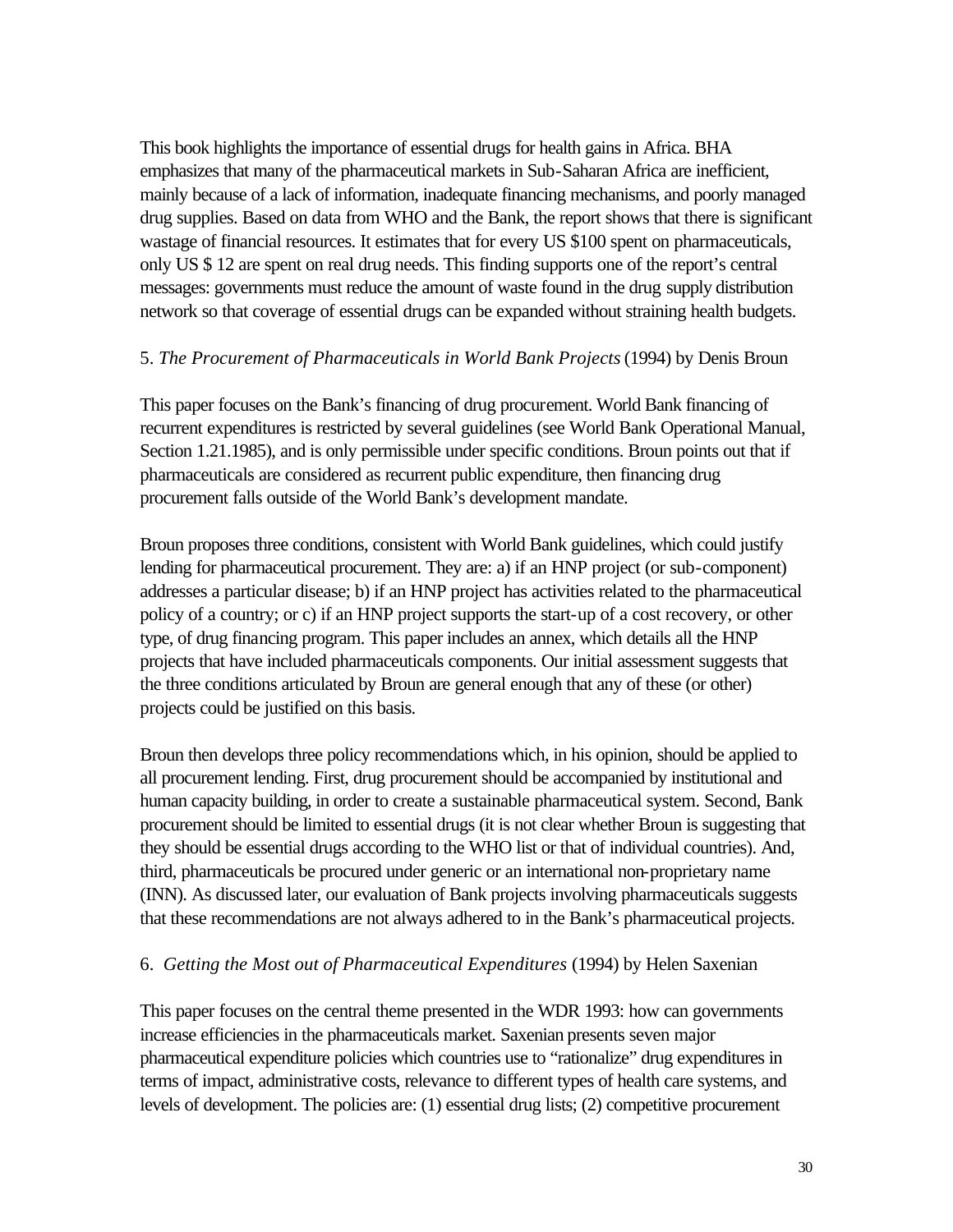This book highlights the importance of essential drugs for health gains in Africa. BHA emphasizes that many of the pharmaceutical markets in Sub-Saharan Africa are inefficient, mainly because of a lack of information, inadequate financing mechanisms, and poorly managed drug supplies. Based on data from WHO and the Bank, the report shows that there is significant wastage of financial resources. It estimates that for every US $100 spent on pharmaceuticals, only US $ 12 are spent on real drug needs. This finding supports one of the report's central messages: governments must reduce the amount of waste found in the drug supply distribution network so that coverage of essential drugs can be expanded without straining health budgets.

5. *The Procurement of Pharmaceuticals in World Bank Projects* (1994) by Denis Broun

This paper focuses on the Bank's financing of drug procurement. World Bank financing of recurrent expenditures is restricted by several guidelines (see World Bank Operational Manual, Section 1.21.1985), and is only permissible under specific conditions. Broun points out that if pharmaceuticals are considered as recurrent public expenditure, then financing drug procurement falls outside of the World Bank's development mandate.

Broun proposes three conditions, consistent with World Bank guidelines, which could justify lending for pharmaceutical procurement. They are: a) if an HNP project (or sub-component) addresses a particular disease; b) if an HNP project has activities related to the pharmaceutical policy of a country; or c) if an HNP project supports the start-up of a cost recovery, or other type, of drug financing program. This paper includes an annex, which details all the HNP projects that have included pharmaceuticals components. Our initial assessment suggests that the three conditions articulated by Broun are general enough that any of these (or other) projects could be justified on this basis.

Broun then develops three policy recommendations which, in his opinion, should be applied to all procurement lending. First, drug procurement should be accompanied by institutional and human capacity building, in order to create a sustainable pharmaceutical system. Second, Bank procurement should be limited to essential drugs (it is not clear whether Broun is suggesting that they should be essential drugs according to the WHO list or that of individual countries). And, third, pharmaceuticals be procured under generic or an international non-proprietary name (INN). As discussed later, our evaluation of Bank projects involving pharmaceuticals suggests that these recommendations are not always adhered to in the Bank's pharmaceutical projects.

6. *Getting the Most out of Pharmaceutical Expenditures* (1994) by Helen Saxenian

This paper focuses on the central theme presented in the WDR 1993: how can governments increase efficiencies in the pharmaceuticals market. Saxenian presents seven major pharmaceutical expenditure policies which countries use to "rationalize" drug expenditures in terms of impact, administrative costs, relevance to different types of health care systems, and levels of development. The policies are: (1) essential drug lists; (2) competitive procurement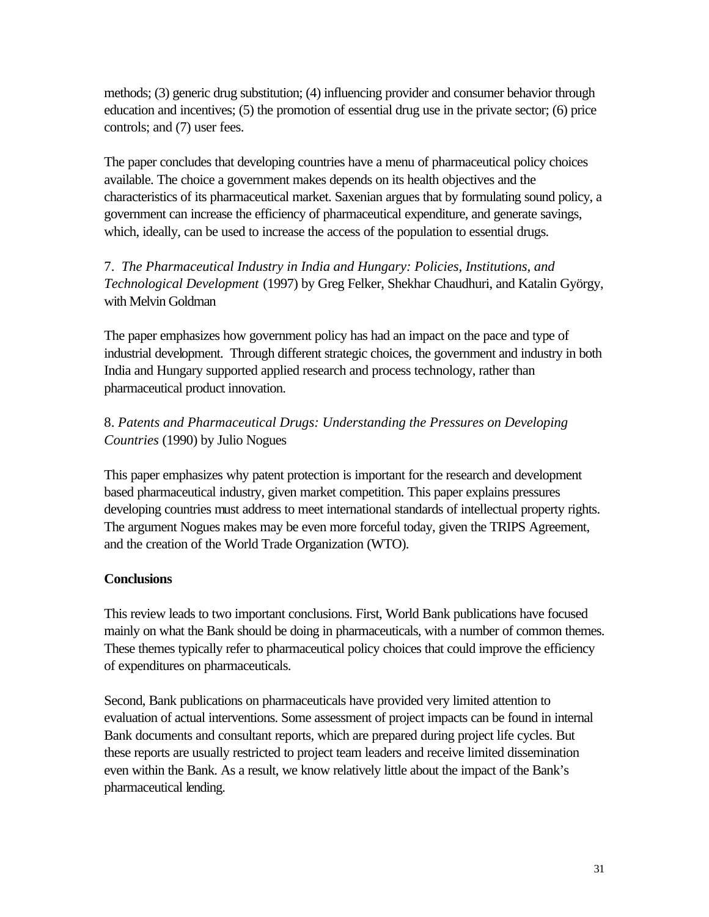methods; (3) generic drug substitution; (4) influencing provider and consumer behavior through education and incentives; (5) the promotion of essential drug use in the private sector; (6) price controls; and (7) user fees.

The paper concludes that developing countries have a menu of pharmaceutical policy choices available. The choice a government makes depends on its health objectives and the characteristics of its pharmaceutical market. Saxenian argues that by formulating sound policy, a government can increase the efficiency of pharmaceutical expenditure, and generate savings, which, ideally, can be used to increase the access of the population to essential drugs.

7. *The Pharmaceutical Industry in India and Hungary: Policies, Institutions, and Technological Development* (1997) by Greg Felker, Shekhar Chaudhuri, and Katalin György, with Melvin Goldman

The paper emphasizes how government policy has had an impact on the pace and type of industrial development. Through different strategic choices, the government and industry in both India and Hungary supported applied research and process technology, rather than pharmaceutical product innovation.

8. *Patents and Pharmaceutical Drugs: Understanding the Pressures on Developing Countries* (1990) by Julio Nogues

This paper emphasizes why patent protection is important for the research and development based pharmaceutical industry, given market competition. This paper explains pressures developing countries must address to meet international standards of intellectual property rights. The argument Nogues makes may be even more forceful today, given the TRIPS Agreement, and the creation of the World Trade Organization (WTO).

**Conclusions**

This review leads to two important conclusions. First, World Bank publications have focused mainly on what the Bank should be doing in pharmaceuticals, with a number of common themes. These themes typically refer to pharmaceutical policy choices that could improve the efficiency of expenditures on pharmaceuticals.

Second, Bank publications on pharmaceuticals have provided very limited attention to evaluation of actual interventions. Some assessment of project impacts can be found in internal Bank documents and consultant reports, which are prepared during project life cycles. But these reports are usually restricted to project team leaders and receive limited dissemination even within the Bank. As a result, we know relatively little about the impact of the Bank's pharmaceutical lending.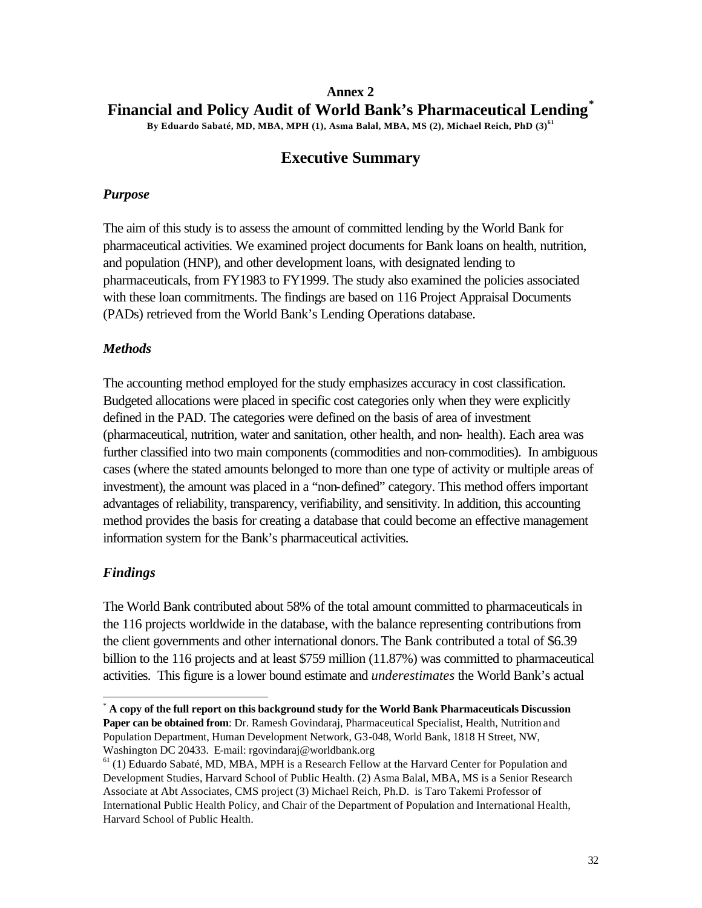# Annex 2

# Financial and Policy Audit of World Bank's Pharmaceutical Lending*

**By Eduardo Sabaté, MD, MBA, MPH (1), Asma Balal, MBA, MS (2), Michael Reich, PhD (3)[61]**

## Executive Summary

### *Purpose*

The aim of this study is to assess the amount of committed lending by the World Bank for pharmaceutical activities. We examined project documents for Bank loans on health, nutrition, and population (HNP), and other development loans, with designated lending to pharmaceuticals, from FY1983 to FY1999. The study also examined the policies associated with these loan commitments. The findings are based on 116 Project Appraisal Documents (PADs) retrieved from the World Bank's Lending Operations database.

### *Methods*

The accounting method employed for the study emphasizes accuracy in cost classification. Budgeted allocations were placed in specific cost categories only when they were explicitly defined in the PAD. The categories were defined on the basis of area of investment (pharmaceutical, nutrition, water and sanitation, other health, and non- health). Each area was further classified into two main components (commodities and non-commodities). In ambiguous cases (where the stated amounts belonged to more than one type of activity or multiple areas of investment), the amount was placed in a "non-defined" category. This method offers important advantages of reliability, transparency, verifiability, and sensitivity. In addition, this accounting method provides the basis for creating a database that could become an effective management information system for the Bank's pharmaceutical activities.

### *Findings*

The World Bank contributed about 58% of the total amount committed to pharmaceuticals in the 116 projects worldwide in the database, with the balance representing contributions from the client governments and other international donors. The Bank contributed a total of $6.39 billion to the 116 projects and at least $759 million (11.87%) was committed to pharmaceutical activities. This figure is a lower bound estimate and *underestimates* the World Bank's actual

---

* **A copy of the full report on this background study for the World Bank Pharmaceuticals Discussion Paper can be obtained from**: Dr. Ramesh Govindaraj, Pharmaceutical Specialist, Health, Nutrition and Population Department, Human Development Network, G3-048, World Bank, 1818 H Street, NW, Washington DC 20433. E-mail: rgovindaraj@worldbank.org

[61] (1) Eduardo Sabaté, MD, MBA, MPH is a Research Fellow at the Harvard Center for Population and Development Studies, Harvard School of Public Health. (2) Asma Balal, MBA, MS is a Senior Research Associate at Abt Associates, CMS project (3) Michael Reich, Ph.D. is Taro Takemi Professor of International Public Health Policy, and Chair of the Department of Population and International Health, Harvard School of Public Health.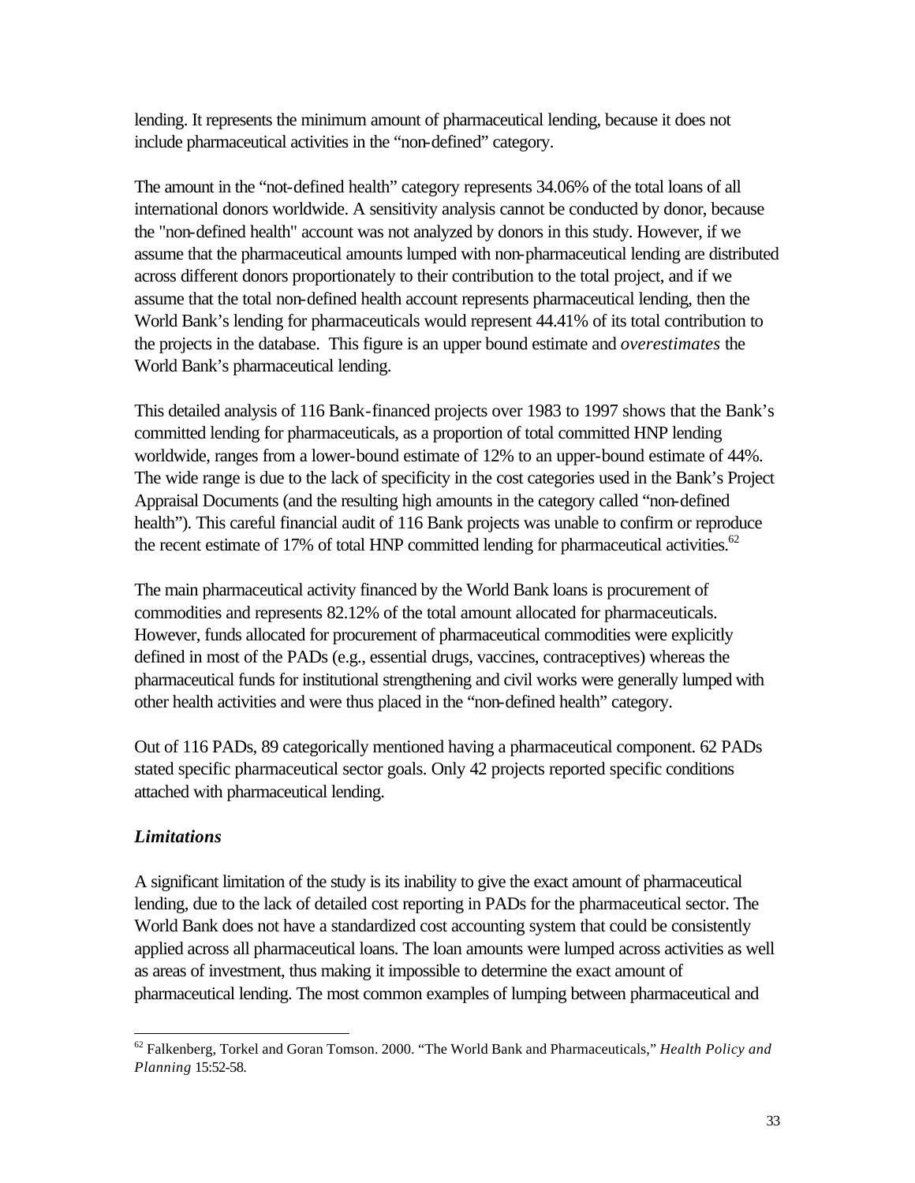lending. It represents the minimum amount of pharmaceutical lending, because it does not include pharmaceutical activities in the "non-defined" category.

The amount in the "not-defined health" category represents 34.06% of the total loans of all international donors worldwide. A sensitivity analysis cannot be conducted by donor, because the "non-defined health" account was not analyzed by donors in this study. However, if we assume that the pharmaceutical amounts lumped with non-pharmaceutical lending are distributed across different donors proportionately to their contribution to the total project, and if we assume that the total non-defined health account represents pharmaceutical lending, then the World Bank's lending for pharmaceuticals would represent 44.41% of its total contribution to the projects in the database. This figure is an upper bound estimate and *overestimates* the World Bank's pharmaceutical lending.

This detailed analysis of 116 Bank-financed projects over 1983 to 1997 shows that the Bank's committed lending for pharmaceuticals, as a proportion of total committed HNP lending worldwide, ranges from a lower-bound estimate of 12% to an upper-bound estimate of 44%. The wide range is due to the lack of specificity in the cost categories used in the Bank's Project Appraisal Documents (and the resulting high amounts in the category called "non-defined health"). This careful financial audit of 116 Bank projects was unable to confirm or reproduce the recent estimate of 17% of total HNP committed lending for pharmaceutical activities.[62]

The main pharmaceutical activity financed by the World Bank loans is procurement of commodities and represents 82.12% of the total amount allocated for pharmaceuticals. However, funds allocated for procurement of pharmaceutical commodities were explicitly defined in most of the PADs (e.g., essential drugs, vaccines, contraceptives) whereas the pharmaceutical funds for institutional strengthening and civil works were generally lumped with other health activities and were thus placed in the "non-defined health" category.

Out of 116 PADs, 89 categorically mentioned having a pharmaceutical component. 62 PADs stated specific pharmaceutical sector goals. Only 42 projects reported specific conditions attached with pharmaceutical lending.

### *Limitations*

A significant limitation of the study is its inability to give the exact amount of pharmaceutical lending, due to the lack of detailed cost reporting in PADs for the pharmaceutical sector. The World Bank does not have a standardized cost accounting system that could be consistently applied across all pharmaceutical loans. The loan amounts were lumped across activities as well as areas of investment, thus making it impossible to determine the exact amount of pharmaceutical lending. The most common examples of lumping between pharmaceutical and

---

[62] Falkenberg, Torkel and Goran Tomson. 2000. "The World Bank and Pharmaceuticals," *Health Policy and Planning* 15:52-58.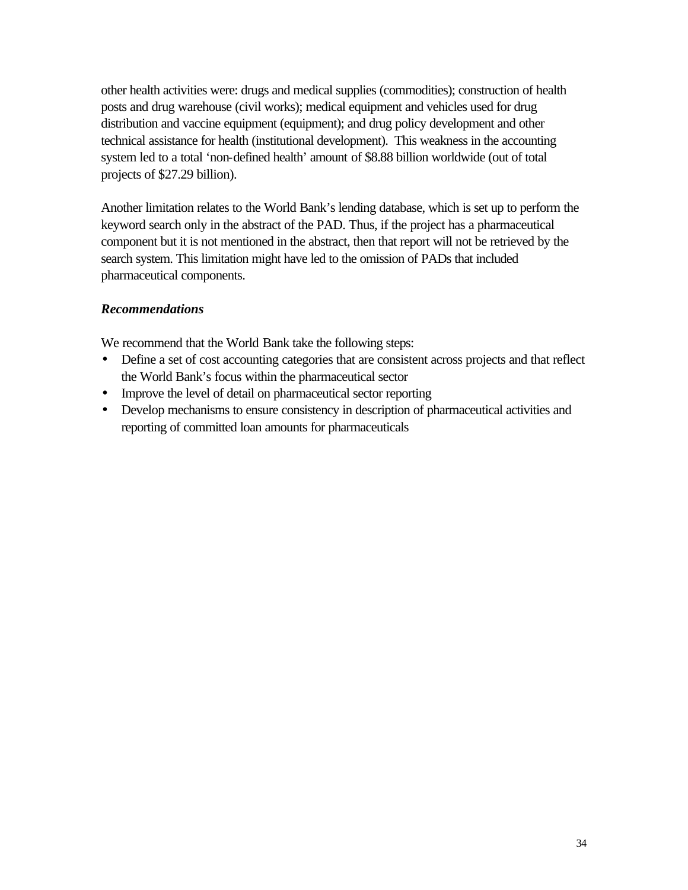other health activities were: drugs and medical supplies (commodities); construction of health posts and drug warehouse (civil works); medical equipment and vehicles used for drug distribution and vaccine equipment (equipment); and drug policy development and other technical assistance for health (institutional development). This weakness in the accounting system led to a total 'non-defined health' amount of $8.88 billion worldwide (out of total projects of $27.29 billion).

Another limitation relates to the World Bank's lending database, which is set up to perform the keyword search only in the abstract of the PAD. Thus, if the project has a pharmaceutical component but it is not mentioned in the abstract, then that report will not be retrieved by the search system. This limitation might have led to the omission of PADs that included pharmaceutical components.

***Recommendations***

We recommend that the World Bank take the following steps:

- Define a set of cost accounting categories that are consistent across projects and that reflect the World Bank's focus within the pharmaceutical sector
- Improve the level of detail on pharmaceutical sector reporting
- Develop mechanisms to ensure consistency in description of pharmaceutical activities and reporting of committed loan amounts for pharmaceuticals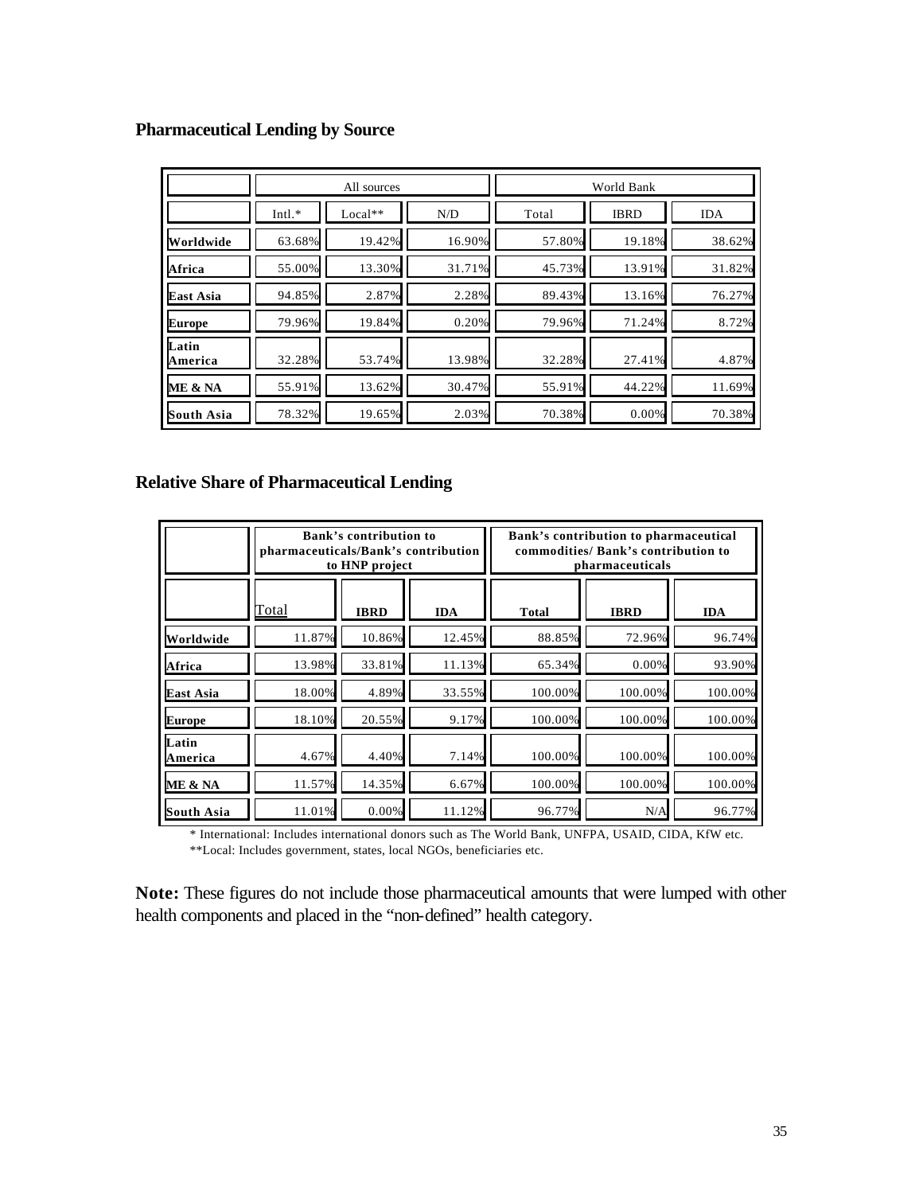## Pharmaceutical Lending by Source

| | All sources | | | World Bank | | |
|---|---|---|---|---|---|---|
| | Intl.* | Local** | N/D | Total | IBRD | IDA |
| **Worldwide** | 63.68% | 19.42% | 16.90% | 57.80% | 19.18% | 38.62% |
| **Africa** | 55.00% | 13.30% | 31.71% | 45.73% | 13.91% | 31.82% |
| **East Asia** | 94.85% | 2.87% | 2.28% | 89.43% | 13.16% | 76.27% |
| **Europe** | 79.96% | 19.84% | 0.20% | 79.96% | 71.24% | 8.72% |
| **Latin America** | 32.28% | 53.74% | 13.98% | 32.28% | 27.41% | 4.87% |
| **ME & NA** | 55.91% | 13.62% | 30.47% | 55.91% | 44.22% | 11.69% |
| **South Asia** | 78.32% | 19.65% | 2.03% | 70.38% | 0.00% | 70.38% |

## Relative Share of Pharmaceutical Lending

| | **Bank's contribution to pharmaceuticals/Bank's contribution to HNP project** | | | **Bank's contribution to pharmaceutical commodities/ Bank's contribution to pharmaceuticals** | | |
|---|---|---|---|---|---|---|
| | Total | **IBRD** | **IDA** | **Total** | **IBRD** | **IDA** |
| **Worldwide** | 11.87% | 10.86% | 12.45% | 88.85% | 72.96% | 96.74% |
| **Africa** | 13.98% | 33.81% | 11.13% | 65.34% | 0.00% | 93.90% |
| **East Asia** | 18.00% | 4.89% | 33.55% | 100.00% | 100.00% | 100.00% |
| **Europe** | 18.10% | 20.55% | 9.17% | 100.00% | 100.00% | 100.00% |
| **Latin America** | 4.67% | 4.40% | 7.14% | 100.00% | 100.00% | 100.00% |
| **ME & NA** | 11.57% | 14.35% | 6.67% | 100.00% | 100.00% | 100.00% |
| **South Asia** | 11.01% | 0.00% | 11.12% | 96.77% | N/A | 96.77% |

\* International: Includes international donors such as The World Bank, UNFPA, USAID, CIDA, KfW etc.

**Local: Includes government, states, local NGOs, beneficiaries etc.

**Note:** These figures do not include those pharmaceutical amounts that were lumped with other health components and placed in the "non-defined" health category.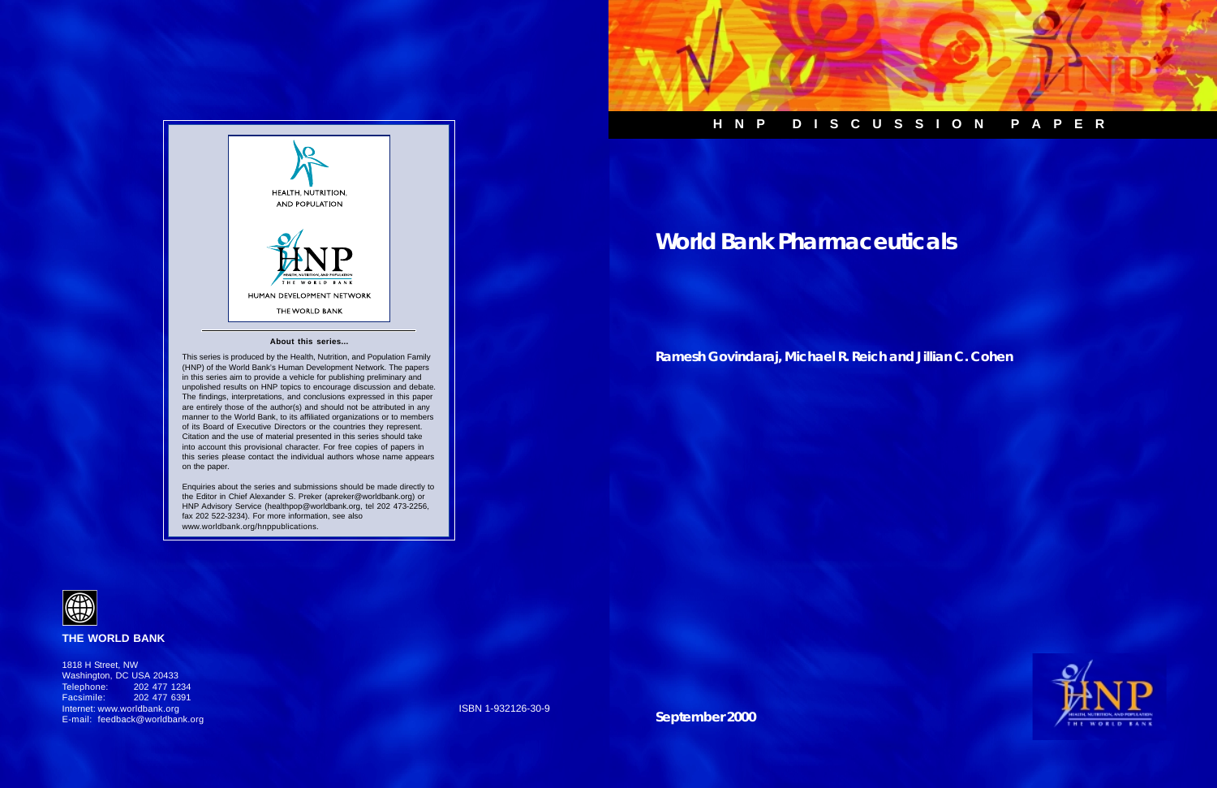HEALTH, NUTRITION, AND POPULATION

HNP

THE WORLD BANK

HUMAN DEVELOPMENT NETWORK

THE WORLD BANK

**About this series...**

This series is produced by the Health, Nutrition, and Population Family (HNP) of the World Bank's Human Development Network. The papers in this series aim to provide a vehicle for publishing preliminary and unpolished results on HNP topics to encourage discussion and debate. The findings, interpretations, and conclusions expressed in this paper are entirely those of the author(s) and should not be attributed in any manner to the World Bank, to its affiliated organizations or to members of its Board of Executive Directors or the countries they represent. Citation and the use of material presented in this series should take into account this provisional character. For free copies of papers in this series please contact the individual authors whose name appears on the paper.

Enquiries about the series and submissions should be made directly to the Editor in Chief Alexander S. Preker (apreker@worldbank.org) or HNP Advisory Service (healthpop@worldbank.org, tel 202 473-2256, fax 202 522-3234). For more information, see also www.worldbank.org/hnppublications.

**THE WORLD BANK**

1818 H Street, NW
Washington, DC USA 20433
Telephone: 202 477 1234
Facsimile: 202 477 6391
Internet: www.worldbank.org
E-mail: feedback@worldbank.org

ISBN 1-932126-30-9

**H N P D I S C U S S I O N P A P E R**

# World Bank Pharmaceuticals

**Ramesh Govindaraj, Michael R. Reich and Jillian C. Cohen**

**September 2000**